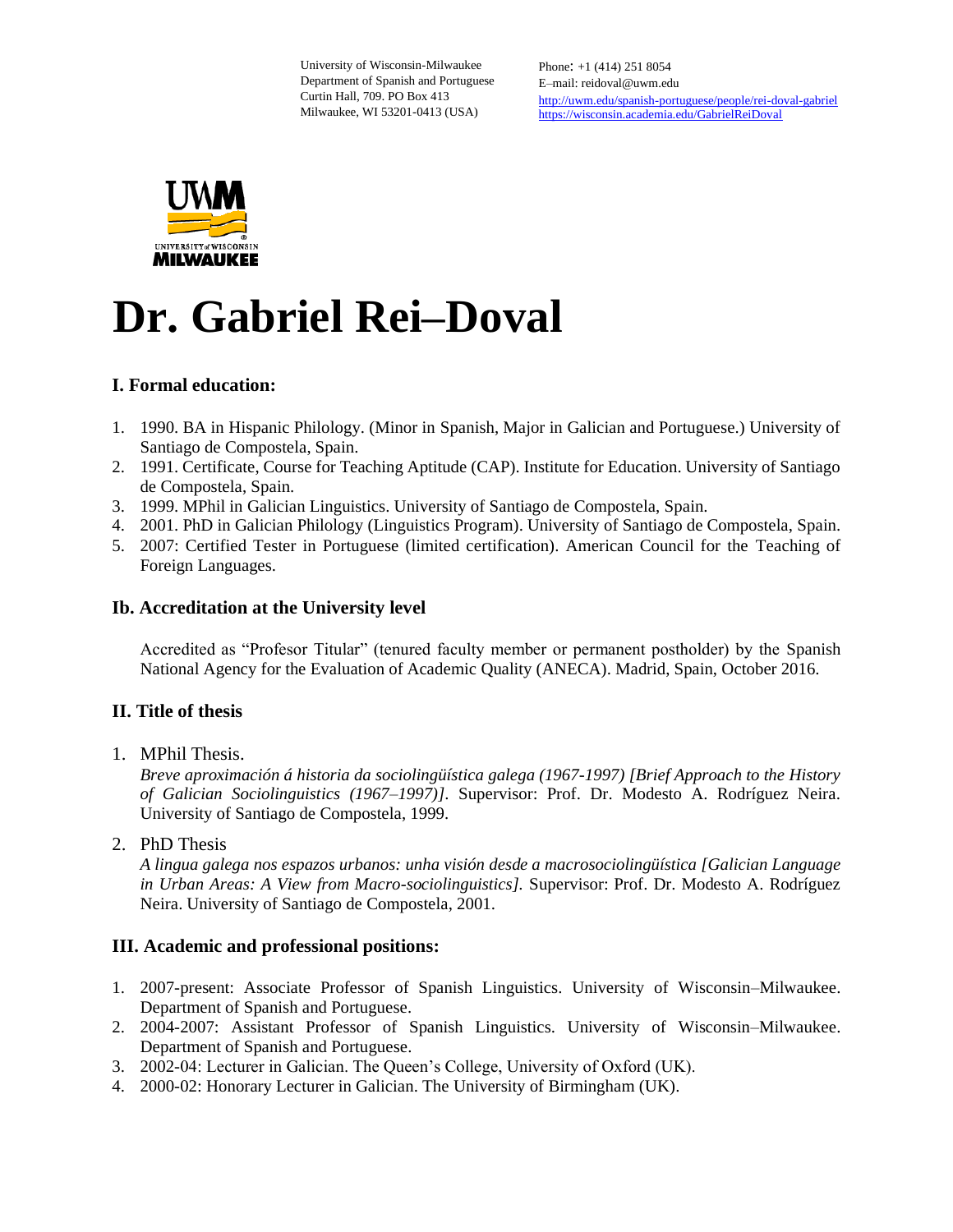University of Wisconsin-Milwaukee
Department of Spanish and Portuguese
Curtin Hall, 709. PO Box 413
Milwaukee, WI 53201-0413 (USA)

Phone: +1 (414) 251 8054
E–mail: reidoval@uwm.edu
http://uwm.edu/spanish-portuguese/people/rei-doval-gabriel
https://wisconsin.academia.edu/GabrielReiDoval

# Dr. Gabriel Rei–Doval

## I. Formal education:

1. 1990. BA in Hispanic Philology. (Minor in Spanish, Major in Galician and Portuguese.) University of Santiago de Compostela, Spain.
2. 1991. Certificate, Course for Teaching Aptitude (CAP). Institute for Education. University of Santiago de Compostela, Spain.
3. 1999. MPhil in Galician Linguistics. University of Santiago de Compostela, Spain.
4. 2001. PhD in Galician Philology (Linguistics Program). University of Santiago de Compostela, Spain.
5. 2007: Certified Tester in Portuguese (limited certification). American Council for the Teaching of Foreign Languages.

## Ib. Accreditation at the University level

Accredited as "Profesor Titular" (tenured faculty member or permanent postholder) by the Spanish National Agency for the Evaluation of Academic Quality (ANECA). Madrid, Spain, October 2016.

## II. Title of thesis

1. MPhil Thesis.
   *Breve aproximación á historia da sociolingüística galega (1967-1997) [Brief Approach to the History of Galician Sociolinguistics (1967–1997)].* Supervisor: Prof. Dr. Modesto A. Rodríguez Neira. University of Santiago de Compostela, 1999.
2. PhD Thesis
   *A lingua galega nos espazos urbanos: unha visión desde a macrosociolingüística [Galician Language in Urban Areas: A View from Macro-sociolinguistics].* Supervisor: Prof. Dr. Modesto A. Rodríguez Neira. University of Santiago de Compostela, 2001.

## III. Academic and professional positions:

1. 2007-present: Associate Professor of Spanish Linguistics. University of Wisconsin–Milwaukee. Department of Spanish and Portuguese.
2. 2004-2007: Assistant Professor of Spanish Linguistics. University of Wisconsin–Milwaukee. Department of Spanish and Portuguese.
3. 2002-04: Lecturer in Galician. The Queen's College, University of Oxford (UK).
4. 2000-02: Honorary Lecturer in Galician. The University of Birmingham (UK).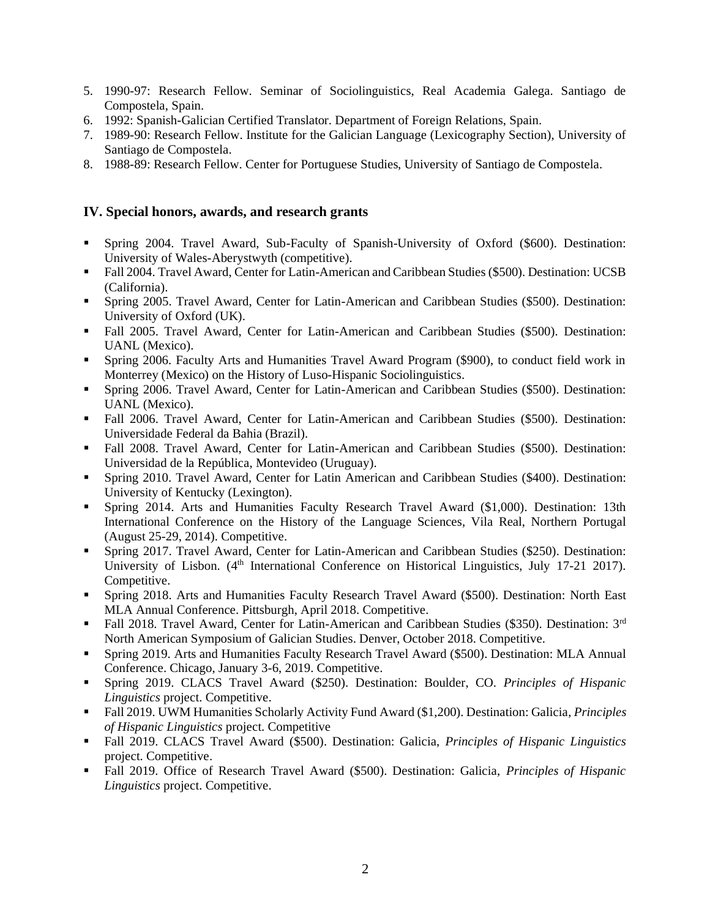5. 1990-97: Research Fellow. Seminar of Sociolinguistics, Real Academia Galega. Santiago de Compostela, Spain.
6. 1992: Spanish-Galician Certified Translator. Department of Foreign Relations, Spain.
7. 1989-90: Research Fellow. Institute for the Galician Language (Lexicography Section), University of Santiago de Compostela.
8. 1988-89: Research Fellow. Center for Portuguese Studies, University of Santiago de Compostela.

## IV. Special honors, awards, and research grants

- Spring 2004. Travel Award, Sub-Faculty of Spanish-University of Oxford ($600). Destination: University of Wales-Aberystwyth (competitive).
- Fall 2004. Travel Award, Center for Latin-American and Caribbean Studies ($500). Destination: UCSB (California).
- Spring 2005. Travel Award, Center for Latin-American and Caribbean Studies ($500). Destination: University of Oxford (UK).
- Fall 2005. Travel Award, Center for Latin-American and Caribbean Studies ($500). Destination: UANL (Mexico).
- Spring 2006. Faculty Arts and Humanities Travel Award Program ($900), to conduct field work in Monterrey (Mexico) on the History of Luso-Hispanic Sociolinguistics.
- Spring 2006. Travel Award, Center for Latin-American and Caribbean Studies ($500). Destination: UANL (Mexico).
- Fall 2006. Travel Award, Center for Latin-American and Caribbean Studies ($500). Destination: Universidade Federal da Bahia (Brazil).
- Fall 2008. Travel Award, Center for Latin-American and Caribbean Studies ($500). Destination: Universidad de la República, Montevideo (Uruguay).
- Spring 2010. Travel Award, Center for Latin American and Caribbean Studies ($400). Destination: University of Kentucky (Lexington).
- Spring 2014. Arts and Humanities Faculty Research Travel Award ($1,000). Destination: 13th International Conference on the History of the Language Sciences, Vila Real, Northern Portugal (August 25-29, 2014). Competitive.
- Spring 2017. Travel Award, Center for Latin-American and Caribbean Studies ($250). Destination: University of Lisbon. (4th International Conference on Historical Linguistics, July 17-21 2017). Competitive.
- Spring 2018. Arts and Humanities Faculty Research Travel Award ($500). Destination: North East MLA Annual Conference. Pittsburgh, April 2018. Competitive.
- Fall 2018. Travel Award, Center for Latin-American and Caribbean Studies ($350). Destination: 3rd North American Symposium of Galician Studies. Denver, October 2018. Competitive.
- Spring 2019. Arts and Humanities Faculty Research Travel Award ($500). Destination: MLA Annual Conference. Chicago, January 3-6, 2019. Competitive.
- Spring 2019. CLACS Travel Award ($250). Destination: Boulder, CO. *Principles of Hispanic Linguistics* project. Competitive.
- Fall 2019. UWM Humanities Scholarly Activity Fund Award ($1,200). Destination: Galicia, *Principles of Hispanic Linguistics* project. Competitive
- Fall 2019. CLACS Travel Award ($500). Destination: Galicia, *Principles of Hispanic Linguistics* project. Competitive.
- Fall 2019. Office of Research Travel Award ($500). Destination: Galicia, *Principles of Hispanic Linguistics* project. Competitive.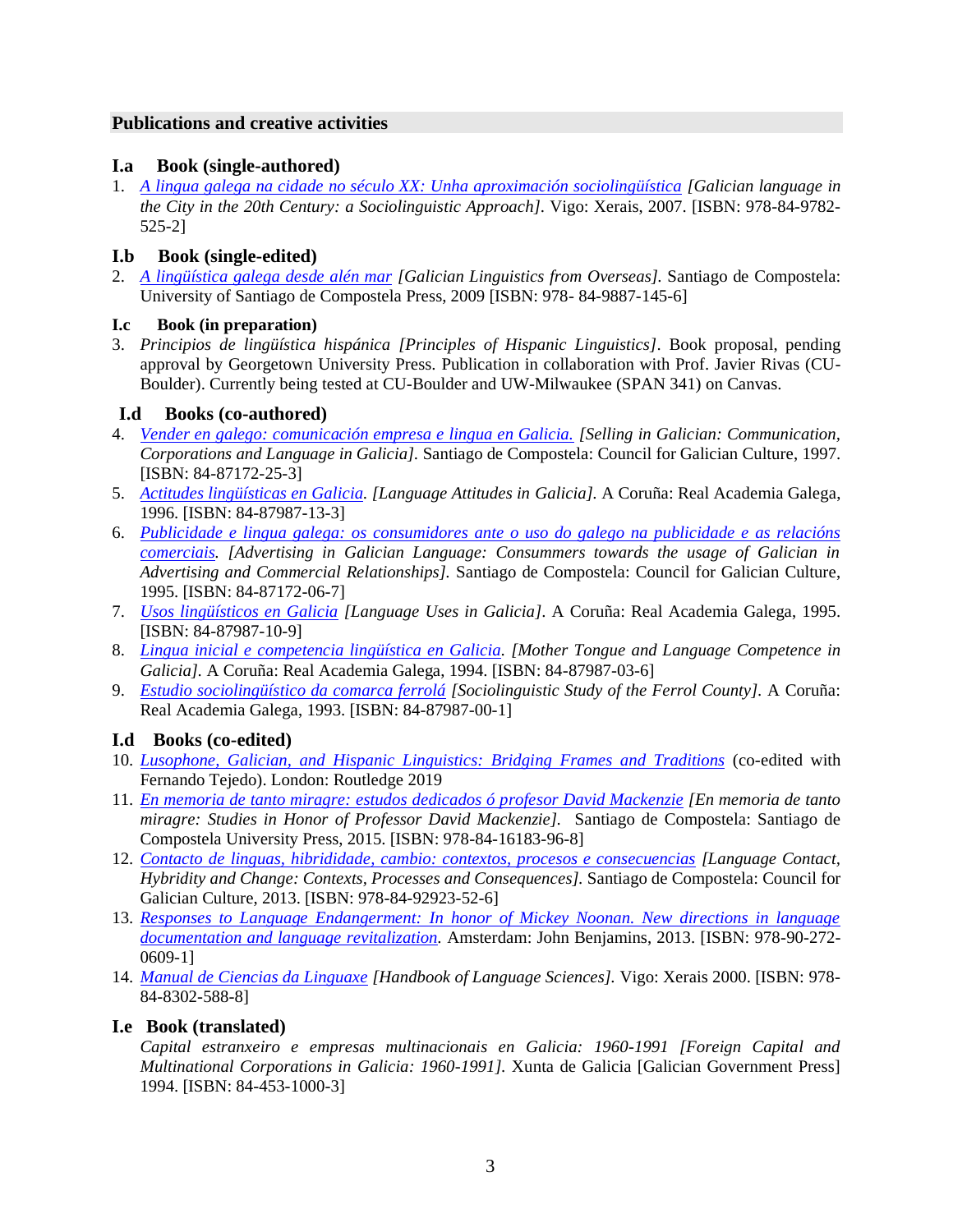## Publications and creative activities

### I.a Book (single-authored)

1. *A lingua galega na cidade no século XX: Unha aproximación sociolingüística* *[Galician language in the City in the 20th Century: a Sociolinguistic Approach]*. Vigo: Xerais, 2007. [ISBN: 978-84-9782-525-2]

### I.b Book (single-edited)

2. *A lingüística galega desde alén mar* *[Galician Linguistics from Overseas]*. Santiago de Compostela: University of Santiago de Compostela Press, 2009 [ISBN: 978- 84-9887-145-6]

### I.c Book (in preparation)

3. *Principios de lingüística hispánica [Principles of Hispanic Linguistics]*. Book proposal, pending approval by Georgetown University Press. Publication in collaboration with Prof. Javier Rivas (CU-Boulder). Currently being tested at CU-Boulder and UW-Milwaukee (SPAN 341) on Canvas.

### I.d Books (co-authored)

4. *Vender en galego: comunicación empresa e lingua en Galicia.* *[Selling in Galician: Communication, Corporations and Language in Galicia]*. Santiago de Compostela: Council for Galician Culture, 1997. [ISBN: 84-87172-25-3]
5. *Actitudes lingüísticas en Galicia*. *[Language Attitudes in Galicia]*. A Coruña: Real Academia Galega, 1996. [ISBN: 84-87987-13-3]
6. *Publicidade e lingua galega: os consumidores ante o uso do galego na publicidade e as relacións comerciais*. *[Advertising in Galician Language: Consummers towards the usage of Galician in Advertising and Commercial Relationships]*. Santiago de Compostela: Council for Galician Culture, 1995. [ISBN: 84-87172-06-7]
7. *Usos lingüísticos en Galicia* *[Language Uses in Galicia]*. A Coruña: Real Academia Galega, 1995. [ISBN: 84-87987-10-9]
8. *Lingua inicial e competencia lingüística en Galicia*. *[Mother Tongue and Language Competence in Galicia]*. A Coruña: Real Academia Galega, 1994. [ISBN: 84-87987-03-6]
9. *Estudio sociolingüístico da comarca ferrolá* *[Sociolinguistic Study of the Ferrol County]*. A Coruña: Real Academia Galega, 1993. [ISBN: 84-87987-00-1]

### I.d Books (co-edited)

10. *Lusophone, Galician, and Hispanic Linguistics: Bridging Frames and Traditions* (co-edited with Fernando Tejedo). London: Routledge 2019
11. *En memoria de tanto miragre: estudos dedicados ó profesor David Mackenzie* *[En memoria de tanto miragre: Studies in Honor of Professor David Mackenzie]*. Santiago de Compostela: Santiago de Compostela University Press, 2015. [ISBN: 978-84-16183-96-8]
12. *Contacto de linguas, hibrididade, cambio: contextos, procesos e consecuencias* *[Language Contact, Hybridity and Change: Contexts, Processes and Consequences]*. Santiago de Compostela: Council for Galician Culture, 2013. [ISBN: 978-84-92923-52-6]
13. *Responses to Language Endangerment: In honor of Mickey Noonan. New directions in language documentation and language revitalization*. Amsterdam: John Benjamins, 2013. [ISBN: 978-90-272-0609-1]
14. *Manual de Ciencias da Linguaxe* *[Handbook of Language Sciences]*. Vigo: Xerais 2000. [ISBN: 978-84-8302-588-8]

### I.e Book (translated)

*Capital estranxeiro e empresas multinacionais en Galicia: 1960-1991 [Foreign Capital and Multinational Corporations in Galicia: 1960-1991]*. Xunta de Galicia [Galician Government Press] 1994. [ISBN: 84-453-1000-3]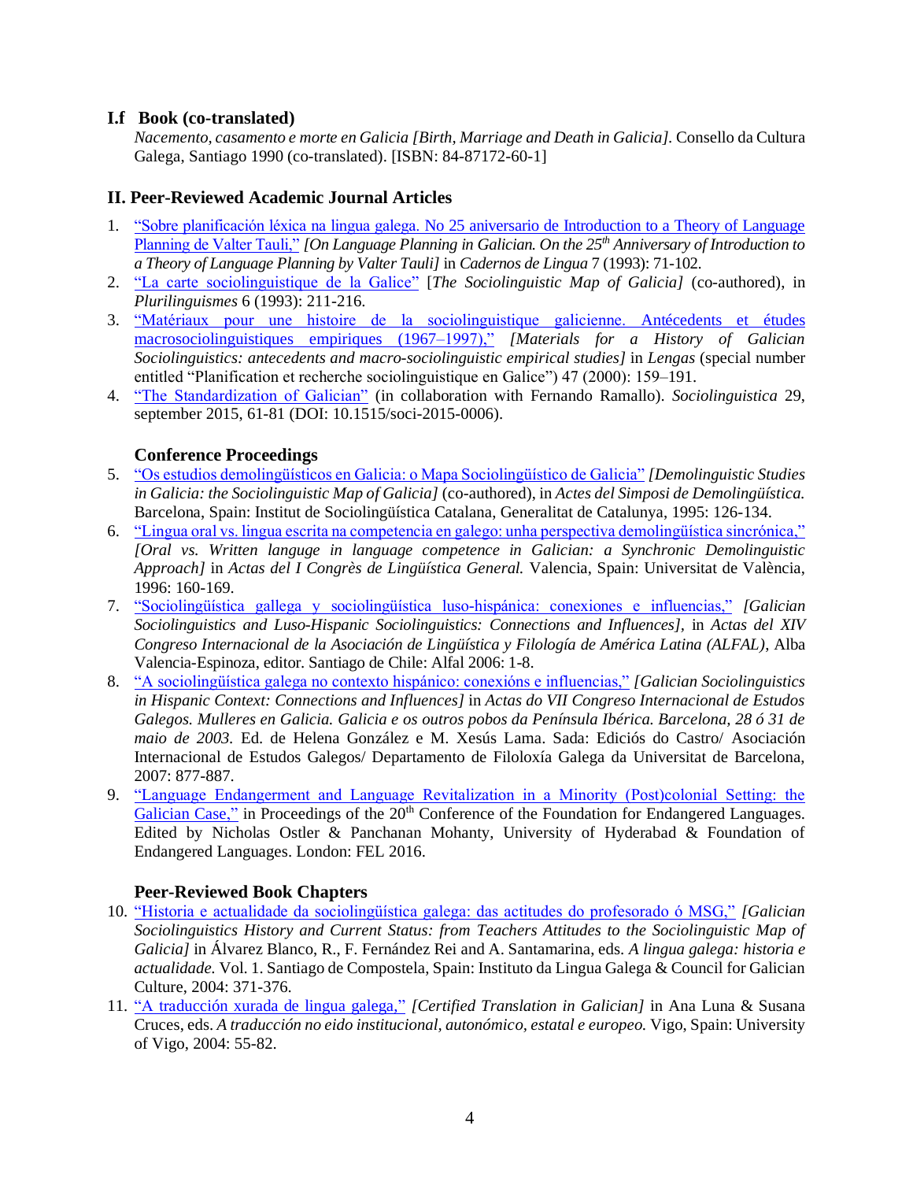## I.f Book (co-translated)

*Nacemento, casamento e morte en Galicia [Birth, Marriage and Death in Galicia].* Consello da Cultura Galega, Santiago 1990 (co-translated). [ISBN: 84-87172-60-1]

## II. Peer-Reviewed Academic Journal Articles

1. "Sobre planificación léxica na lingua galega. No 25 aniversario de Introduction to a Theory of Language Planning de Valter Tauli," *[On Language Planning in Galician. On the 25th Anniversary of Introduction to a Theory of Language Planning by Valter Tauli]* in *Cadernos de Lingua* 7 (1993): 71-102.
2. "La carte sociolinguistique de la Galice" [*The Sociolinguistic Map of Galicia]* (co-authored), in *Plurilinguismes* 6 (1993): 211-216.
3. "Matériaux pour une histoire de la sociolinguistique galicienne. Antécedents et études macrosociolinguistiques empiriques (1967–1997)," *[Materials for a History of Galician Sociolinguistics: antecedents and macro-sociolinguistic empirical studies]* in *Lengas* (special number entitled "Planification et recherche sociolinguistique en Galice") 47 (2000): 159–191.
4. "The Standardization of Galician" (in collaboration with Fernando Ramallo). *Sociolinguistica* 29, september 2015, 61-81 (DOI: 10.1515/soci-2015-0006).

### Conference Proceedings

5. "Os estudios demolingüísticos en Galicia: o Mapa Sociolingüístico de Galicia" *[Demolinguistic Studies in Galicia: the Sociolinguistic Map of Galicia]* (co-authored), in *Actes del Simposi de Demolingüística.* Barcelona, Spain: Institut de Sociolingüística Catalana, Generalitat de Catalunya, 1995: 126-134.
6. "Lingua oral vs. lingua escrita na competencia en galego: unha perspectiva demolingüística sincrónica," *[Oral vs. Written languge in language competence in Galician: a Synchronic Demolinguistic Approach]* in *Actas del I Congrès de Lingüística General.* Valencia, Spain: Universitat de València, 1996: 160-169.
7. "Sociolingüística gallega y sociolingüística luso-hispánica: conexiones e influencias," *[Galician Sociolinguistics and Luso-Hispanic Sociolinguistics: Connections and Influences]*, in *Actas del XIV Congreso Internacional de la Asociación de Lingüística y Filología de América Latina (ALFAL),* Alba Valencia-Espinoza, editor. Santiago de Chile: Alfal 2006: 1-8.
8. "A sociolingüística galega no contexto hispánico: conexións e influencias," *[Galician Sociolinguistics in Hispanic Context: Connections and Influences]* in *Actas do VII Congreso Internacional de Estudos Galegos. Mulleres en Galicia. Galicia e os outros pobos da Península Ibérica. Barcelona, 28 ó 31 de maio de 2003.* Ed. de Helena González e M. Xesús Lama. Sada: Ediciós do Castro/ Asociación Internacional de Estudos Galegos/ Departamento de Filoloxía Galega da Universitat de Barcelona, 2007: 877-887.
9. "Language Endangerment and Language Revitalization in a Minority (Post)colonial Setting: the Galician Case," in Proceedings of the 20th Conference of the Foundation for Endangered Languages. Edited by Nicholas Ostler & Panchanan Mohanty, University of Hyderabad & Foundation of Endangered Languages. London: FEL 2016.

### Peer-Reviewed Book Chapters

10. "Historia e actualidade da sociolingüística galega: das actitudes do profesorado ó MSG," *[Galician Sociolinguistics History and Current Status: from Teachers Attitudes to the Sociolinguistic Map of Galicia]* in Álvarez Blanco, R., F. Fernández Rei and A. Santamarina, eds. *A lingua galega: historia e actualidade.* Vol. 1. Santiago de Compostela, Spain: Instituto da Lingua Galega & Council for Galician Culture, 2004: 371-376.
11. "A traducción xurada de lingua galega," *[Certified Translation in Galician]* in Ana Luna & Susana Cruces, eds. *A traducción no eido institucional, autonómico, estatal e europeo.* Vigo, Spain: University of Vigo, 2004: 55-82.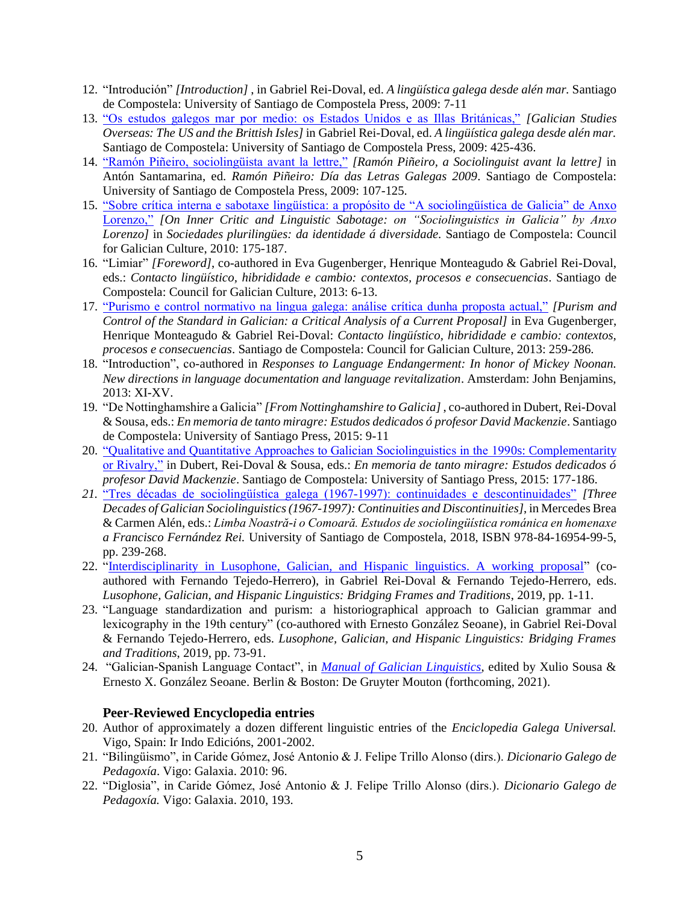12. "Introdución" *[Introduction]* , in Gabriel Rei-Doval, ed. *A lingüística galega desde alén mar.* Santiago de Compostela: University of Santiago de Compostela Press, 2009: 7-11
13. "Os estudos galegos mar por medio: os Estados Unidos e as Illas Británicas," *[Galician Studies Overseas: The US and the Brittish Isles]* in Gabriel Rei-Doval, ed. *A lingüística galega desde alén mar.* Santiago de Compostela: University of Santiago de Compostela Press, 2009: 425-436.
14. "Ramón Piñeiro, sociolingüista avant la lettre," *[Ramón Piñeiro, a Sociolinguist avant la lettre]* in Antón Santamarina, ed. *Ramón Piñeiro: Día das Letras Galegas 2009*. Santiago de Compostela: University of Santiago de Compostela Press, 2009: 107-125.
15. "Sobre crítica interna e sabotaxe lingüística: a propósito de "A sociolingüística de Galicia" de Anxo Lorenzo," *[On Inner Critic and Linguistic Sabotage: on "Sociolinguistics in Galicia" by Anxo Lorenzo]* in *Sociedades plurilingües: da identidade á diversidade.* Santiago de Compostela: Council for Galician Culture, 2010: 175-187.
16. "Limiar" *[Foreword]*, co-authored in Eva Gugenberger, Henrique Monteagudo & Gabriel Rei-Doval, eds.: *Contacto lingüístico, hibridez e cambio: contextos, procesos e consecuencias*. Santiago de Compostela: Council for Galician Culture, 2013: 6-13.
17. "Purismo e control normativo na lingua galega: análise crítica dunha proposta actual," *[Purism and Control of the Standard in Galician: a Critical Analysis of a Current Proposal]* in Eva Gugenberger, Henrique Monteagudo & Gabriel Rei-Doval: *Contacto lingüístico, hibridez e cambio: contextos, procesos e consecuencias*. Santiago de Compostela: Council for Galician Culture, 2013: 259-286.
18. "Introduction", co-authored in *Responses to Language Endangerment: In honor of Mickey Noonan. New directions in language documentation and language revitalization*. Amsterdam: John Benjamins, 2013: XI-XV.
19. "De Nottinghamshire a Galicia" *[From Nottinghamshire to Galicia]* , co-authored in Dubert, Rei-Doval & Sousa, eds.: *En memoria de tanto miragre: Estudos dedicados ó profesor David Mackenzie*. Santiago de Compostela: University of Santiago Press, 2015: 9-11
20. "Qualitative and Quantitative Approaches to Galician Sociolinguistics in the 1990s: Complementarity or Rivalry," in Dubert, Rei-Doval & Sousa, eds.: *En memoria de tanto miragre: Estudos dedicados ó profesor David Mackenzie*. Santiago de Compostela: University of Santiago Press, 2015: 177-186.
21. "Tres décadas de sociolingüística galega (1967-1997): continuidades e descontinuidades" *[Three Decades of Galician Sociolinguistics (1967-1997): Continuities and Discontinuities]*, in Mercedes Brea & Carmen Alén, eds.: *Limba Noastră-i o Comoară. Estudos de sociolingüística románica en homenaxe a Francisco Fernández Rei.* University of Santiago de Compostela, 2018, ISBN 978-84-16954-99-5, pp. 239-268.
22. "Interdisciplinarity in Lusophone, Galician, and Hispanic linguistics. A working proposal" (co-authored with Fernando Tejedo-Herrero), in Gabriel Rei-Doval & Fernando Tejedo-Herrero, eds. *Lusophone, Galician, and Hispanic Linguistics: Bridging Frames and Traditions*, 2019, pp. 1-11.
23. "Language standardization and purism: a historiographical approach to Galician grammar and lexicography in the 19th century" (co-authored with Ernesto González Seoane), in Gabriel Rei-Doval & Fernando Tejedo-Herrero, eds. *Lusophone, Galician, and Hispanic Linguistics: Bridging Frames and Traditions*, 2019, pp. 73-91.
24. "Galician-Spanish Language Contact", in *Manual of Galician Linguistics*, edited by Xulio Sousa & Ernesto X. González Seoane. Berlin & Boston: De Gruyter Mouton (forthcoming, 2021).

### Peer-Reviewed Encyclopedia entries

20. Author of approximately a dozen different linguistic entries of the *Enciclopedia Galega Universal.* Vigo, Spain: Ir Indo Edicións, 2001-2002.
21. "Bilingüismo", in Caride Gómez, José Antonio & J. Felipe Trillo Alonso (dirs.). *Dicionario Galego de Pedagoxía*. Vigo: Galaxia. 2010: 96.
22. "Diglosia", in Caride Gómez, José Antonio & J. Felipe Trillo Alonso (dirs.). *Dicionario Galego de Pedagoxía.* Vigo: Galaxia. 2010, 193.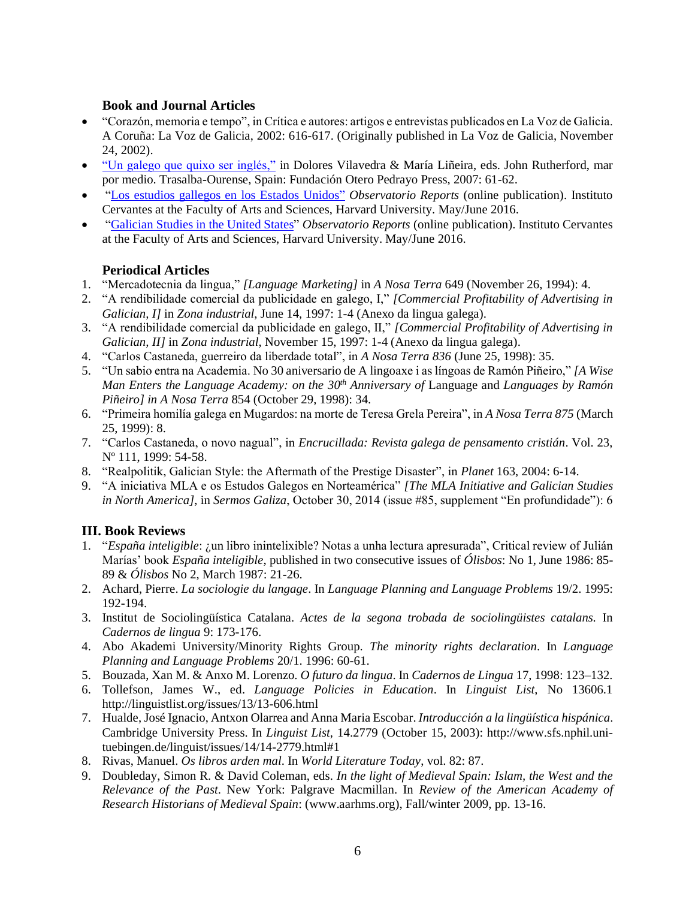### Book and Journal Articles

- "Corazón, memoria e tempo", in Crítica e autores: artigos e entrevistas publicados en La Voz de Galicia. A Coruña: La Voz de Galicia, 2002: 616-617. (Originally published in La Voz de Galicia, November 24, 2002).
- "Un galego que quixo ser inglés," in Dolores Vilavedra & María Liñeira, eds. John Rutherford, mar por medio. Trasalba-Ourense, Spain: Fundación Otero Pedrayo Press, 2007: 61-62.
- "Los estudios gallegos en los Estados Unidos" *Observatorio Reports* (online publication). Instituto Cervantes at the Faculty of Arts and Sciences, Harvard University. May/June 2016.
- "Galician Studies in the United States" *Observatorio Reports* (online publication). Instituto Cervantes at the Faculty of Arts and Sciences, Harvard University. May/June 2016.

### Periodical Articles

1. "Mercadotecnia da lingua," *[Language Marketing]* in *A Nosa Terra* 649 (November 26, 1994): 4.
2. "A rendibilidade comercial da publicidade en galego, I," *[Commercial Profitability of Advertising in Galician, I]* in *Zona industrial*, June 14, 1997: 1-4 (Anexo da lingua galega).
3. "A rendibilidade comercial da publicidade en galego, II," *[Commercial Profitability of Advertising in Galician, II]* in *Zona industrial*, November 15, 1997: 1-4 (Anexo da lingua galega).
4. "Carlos Castaneda, guerreiro da liberdade total", in *A Nosa Terra 836* (June 25, 1998): 35.
5. "Un sabio entra na Academia. No 30 aniversario de A lingoaxe i as línguas de Ramón Piñeiro," *[A Wise Man Enters the Language Academy: on the 30th Anniversary of* Language and *Languages by Ramón Piñeiro] in A Nosa Terra* 854 (October 29, 1998): 34.
6. "Primeira homilía galega en Mugardos: na morte de Teresa Grela Pereira", in *A Nosa Terra 875* (March 25, 1999): 8.
7. "Carlos Castaneda, o novo nagual", in *Encrucillada: Revista galega de pensamento cristián*. Vol. 23, Nº 111, 1999: 54-58.
8. "Realpolitik, Galician Style: the Aftermath of the Prestige Disaster", in *Planet* 163, 2004: 6-14.
9. "A iniciativa MLA e os Estudos Galegos en Norteamérica" *[The MLA Initiative and Galician Studies in North America]*, in *Sermos Galiza*, October 30, 2014 (issue #85, supplement "En profundidade"): 6

## III. Book Reviews

1. "*España inteligible*: ¿un libro inintelixible? Notas a unha lectura apresurada", Critical review of Julián Marías' book *España inteligible*, published in two consecutive issues of *Ólisbos*: No 1, June 1986: 85-89 & *Ólisbos* No 2, March 1987: 21-26.
2. Achard, Pierre. *La sociologie du langage*. In *Language Planning and Language Problems* 19/2. 1995: 192-194.
3. Institut de Sociolingüística Catalana. *Actes de la segona trobada de sociolingüistes catalans.* In *Cadernos de lingua* 9: 173-176.
4. Abo Akademi University/Minority Rights Group. *The minority rights declaration*. In *Language Planning and Language Problems* 20/1. 1996: 60-61.
5. Bouzada, Xan M. & Anxo M. Lorenzo. *O futuro da lingua*. In *Cadernos de Lingua* 17, 1998: 123–132.
6. Tollefson, James W., ed. *Language Policies in Education*. In *Linguist List*, No 13606.1 http://linguistlist.org/issues/13/13-606.html
7. Hualde, José Ignacio, Antxon Olarrea and Anna Maria Escobar. *Introducción a la lingüística hispánica*. Cambridge University Press. In *Linguist List*, 14.2779 (October 15, 2003): http://www.sfs.nphil.uni-tuebingen.de/linguist/issues/14/14-2779.html#1
8. Rivas, Manuel. *Os libros arden mal*. In *World Literature Today*, vol. 82: 87.
9. Doubleday, Simon R. & David Coleman, eds. *In the light of Medieval Spain: Islam, the West and the Relevance of the Past*. New York: Palgrave Macmillan. In *Review of the American Academy of Research Historians of Medieval Spain*: (www.aarhms.org), Fall/winter 2009, pp. 13-16.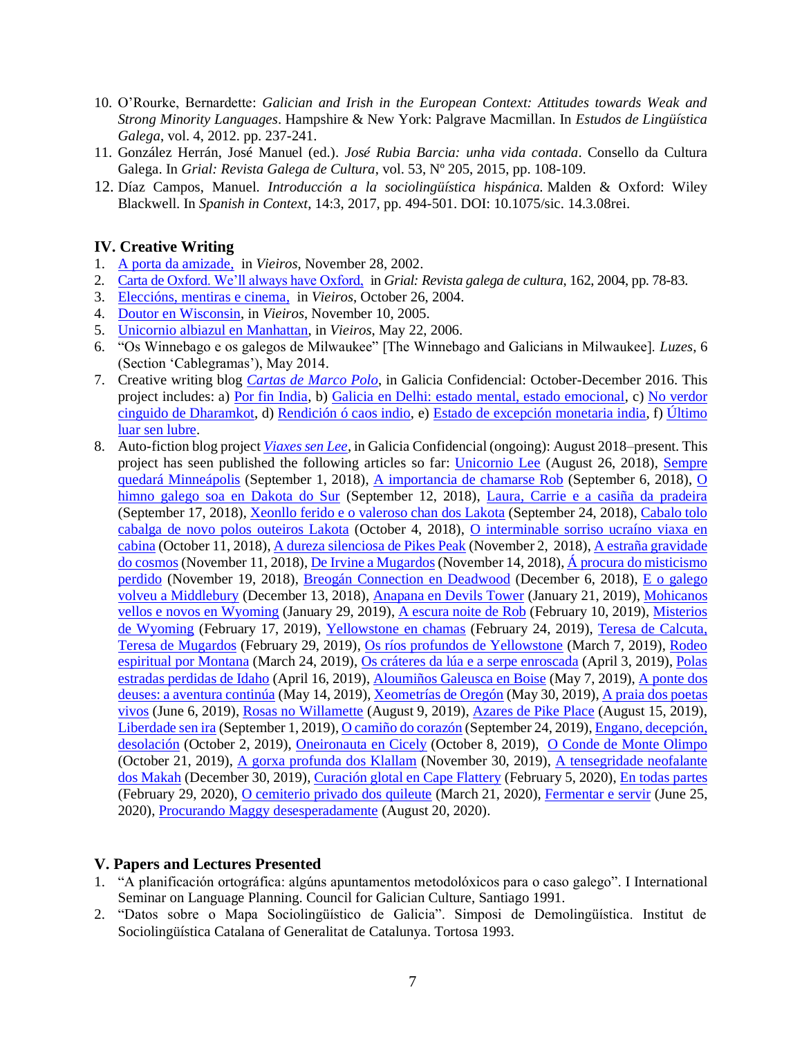10. O'Rourke, Bernardette: *Galician and Irish in the European Context: Attitudes towards Weak and Strong Minority Languages*. Hampshire & New York: Palgrave Macmillan. In *Estudos de Lingüística Galega*, vol. 4, 2012. pp. 237-241.
11. González Herrán, José Manuel (ed.). *José Rubia Barcia: unha vida contada*. Consello da Cultura Galega. In *Grial: Revista Galega de Cultura*, vol. 53, Nº 205, 2015, pp. 108-109.
12. Díaz Campos, Manuel. *Introducción a la sociolingüística hispánica.* Malden & Oxford: Wiley Blackwell. In *Spanish in Context*, 14:3, 2017, pp. 494-501. DOI: 10.1075/sic. 14.3.08rei.

## IV. Creative Writing

1. A porta da amizade, in *Vieiros*, November 28, 2002.
2. Carta de Oxford. We'll always have Oxford, in *Grial: Revista galega de cultura*, 162, 2004, pp. 78-83.
3. Eleccións, mentiras e cinema, in *Vieiros*, October 26, 2004.
4. Doutor en Wisconsin, in *Vieiros*, November 10, 2005.
5. Unicornio albiazul en Manhattan, in *Vieiros*, May 22, 2006.
6. "Os Winnebago e os galegos de Milwaukee" [The Winnebago and Galicians in Milwaukee]. *Luzes*, 6 (Section 'Cablegramas'), May 2014.
7. Creative writing blog *Cartas de Marco Polo*, in Galicia Confidencial: October-December 2016. This project includes: a) Por fin India, b) Galicia en Delhi: estado mental, estado emocional, c) No verdor cinguido de Dharamkot, d) Rendición ó caos indio, e) Estado de excepción monetaria india, f) Último luar sen lubre.
8. Auto-fiction blog project *Viaxes sen Lee*, in Galicia Confidencial (ongoing): August 2018–present. This project has seen published the following articles so far: Unicornio Lee (August 26, 2018), Sempre quedará Minneápolis (September 1, 2018), A importancia de chamarse Rob (September 6, 2018), O himno galego soa en Dakota do Sur (September 12, 2018), Laura, Carrie e a casiña da pradeira (September 17, 2018), Xeonllo ferido e o valeroso chan dos Lakota (September 24, 2018), Cabalo tolo cabalga de novo polos outeiros Lakota (October 4, 2018), O interminable sorriso ucraíno viaxa en cabina (October 11, 2018), A dureza silenciosa de Pikes Peak (November 2, 2018), A estraña gravidade do cosmos (November 11, 2018), De Irvine a Mugardos (November 14, 2018), Á procura do misticismo perdido (November 19, 2018), Breogán Connection en Deadwood (December 6, 2018), E o galego volveu a Middlebury (December 13, 2018), Anapana en Devils Tower (January 21, 2019), Mohicanos vellos e novos en Wyoming (January 29, 2019), A escura noite de Rob (February 10, 2019), Misterios de Wyoming (February 17, 2019), Yellowstone en chamas (February 24, 2019), Teresa de Calcuta, Teresa de Mugardos (February 29, 2019), Os ríos profundos de Yellowstone (March 7, 2019), Rodeo espiritual por Montana (March 24, 2019), Os cráteres da lúa e a serpe enroscada (April 3, 2019), Polas estradas perdidas de Idaho (April 16, 2019), Aloumiños Galeusca en Boise (May 7, 2019), A ponte dos deuses: a aventura continúa (May 14, 2019), Xeometrías de Oregón (May 30, 2019), A praia dos poetas vivos (June 6, 2019), Rosas no Willamette (August 9, 2019), Azares de Pike Place (August 15, 2019), Liberdade sen ira (September 1, 2019), O camiño do corazón (September 24, 2019), Engano, decepción, desolación (October 2, 2019), Oneironauta en Cicely (October 8, 2019), O Conde de Monte Olimpo (October 21, 2019), A gorxa profunda dos Klallam (November 30, 2019), A tensegridade neofalante dos Makah (December 30, 2019), Curación glotal en Cape Flattery (February 5, 2020), En todas partes (February 29, 2020), O cemiterio privado dos quileute (March 21, 2020), Fermentar e servir (June 25, 2020), Procurando Maggy desesperadamente (August 20, 2020).

## V. Papers and Lectures Presented

1. "A planificación ortográfica: algúns apuntamentos metodolóxicos para o caso galego". I International Seminar on Language Planning. Council for Galician Culture, Santiago 1991.
2. "Datos sobre o Mapa Sociolingüístico de Galicia". Simposi de Demolingüística. Institut de Sociolingüística Catalana of Generalitat de Catalunya. Tortosa 1993.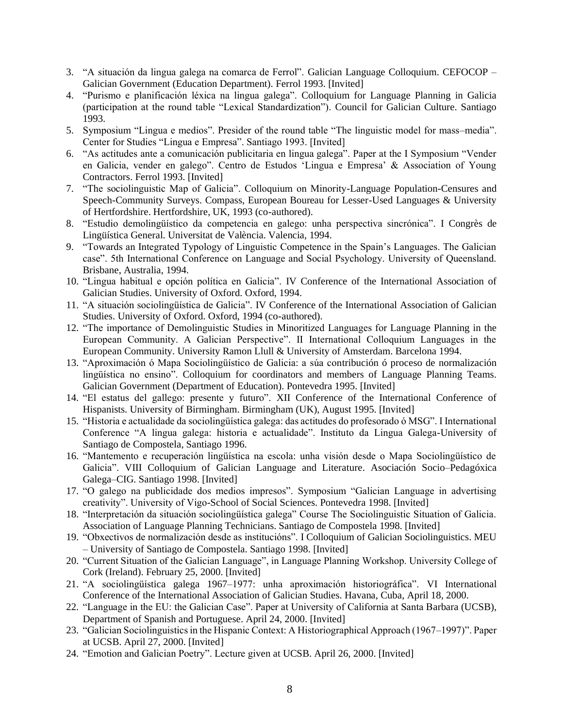3. "A situación da lingua galega na comarca de Ferrol". Galician Language Colloquium. CEFOCOP – Galician Government (Education Department). Ferrol 1993. [Invited]
4. "Purismo e planificación léxica na lingua galega". Colloquium for Language Planning in Galicia (participation at the round table "Lexical Standardization"). Council for Galician Culture. Santiago 1993.
5. Symposium "Lingua e medios". Presider of the round table "The linguistic model for mass–media". Center for Studies "Lingua e Empresa". Santiago 1993. [Invited]
6. "As actitudes ante a comunicación publicitaria en lingua galega". Paper at the I Symposium "Vender en Galicia, vender en galego". Centro de Estudos 'Lingua e Empresa' & Association of Young Contractors. Ferrol 1993. [Invited]
7. "The sociolinguistic Map of Galicia". Colloquium on Minority-Language Population-Censures and Speech-Community Surveys. Compass, European Boureau for Lesser-Used Languages & University of Hertfordshire. Hertfordshire, UK, 1993 (co-authored).
8. "Estudio demolingüístico da competencia en galego: unha perspectiva sincrónica". I Congrès de Lingüística General. Universitat de València. Valencia, 1994.
9. "Towards an Integrated Typology of Linguistic Competence in the Spain's Languages. The Galician case". 5th International Conference on Language and Social Psychology. University of Queensland. Brisbane, Australia, 1994.
10. "Lingua habitual e opción política en Galicia". IV Conference of the International Association of Galician Studies. University of Oxford. Oxford, 1994.
11. "A situación sociolingüística de Galicia". IV Conference of the International Association of Galician Studies. University of Oxford. Oxford, 1994 (co-authored).
12. "The importance of Demolinguistic Studies in Minoritized Languages for Language Planning in the European Community. A Galician Perspective". II International Colloquium Languages in the European Community. University Ramon Llull & University of Amsterdam. Barcelona 1994.
13. "Aproximación ó Mapa Sociolingüístico de Galicia: a súa contribución ó proceso de normalización lingüística no ensino". Colloquium for coordinators and members of Language Planning Teams. Galician Government (Department of Education). Pontevedra 1995. [Invited]
14. "El estatus del gallego: presente y futuro". XII Conference of the International Conference of Hispanists. University of Birmingham. Birmingham (UK), August 1995. [Invited]
15. "Historia e actualidade da sociolingüística galega: das actitudes do profesorado ó MSG". I International Conference "A lingua galega: historia e actualidade". Instituto da Lingua Galega-University of Santiago de Compostela, Santiago 1996.
16. "Mantemento e recuperación lingüística na escola: unha visión desde o Mapa Sociolingüístico de Galicia". VIII Colloquium of Galician Language and Literature. Asociación Socio–Pedagóxica Galega–CIG. Santiago 1998. [Invited]
17. "O galego na publicidade dos medios impresos". Symposium "Galician Language in advertising creativity". University of Vigo-School of Social Sciences. Pontevedra 1998. [Invited]
18. "Interpretación da situación sociolingüística galega" Course The Sociolinguistic Situation of Galicia. Association of Language Planning Technicians. Santiago de Compostela 1998. [Invited]
19. "Obxectivos de normalización desde as institucións". I Colloquium of Galician Sociolinguistics. MEU – University of Santiago de Compostela. Santiago 1998. [Invited]
20. "Current Situation of the Galician Language", in Language Planning Workshop. University College of Cork (Ireland). February 25, 2000. [Invited]
21. "A sociolingüística galega 1967–1977: unha aproximación historiográfica". VI International Conference of the International Association of Galician Studies. Havana, Cuba, April 18, 2000.
22. "Language in the EU: the Galician Case". Paper at University of California at Santa Barbara (UCSB), Department of Spanish and Portuguese. April 24, 2000. [Invited]
23. "Galician Sociolinguistics in the Hispanic Context: A Historiographical Approach (1967–1997)". Paper at UCSB. April 27, 2000. [Invited]
24. "Emotion and Galician Poetry". Lecture given at UCSB. April 26, 2000. [Invited]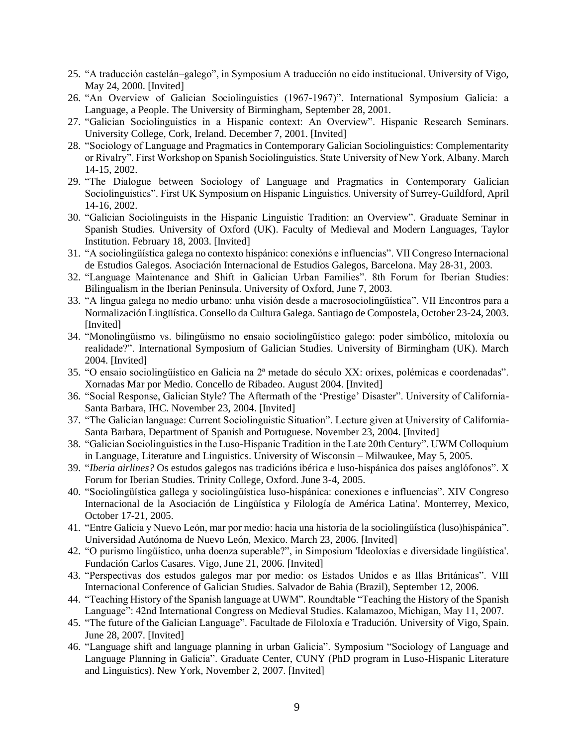25. "A traducción castelán–galego", in Symposium A traducción no eido institucional. University of Vigo, May 24, 2000. [Invited]
26. "An Overview of Galician Sociolinguistics (1967-1967)". International Symposium Galicia: a Language, a People. The University of Birmingham, September 28, 2001.
27. "Galician Sociolinguistics in a Hispanic context: An Overview". Hispanic Research Seminars. University College, Cork, Ireland. December 7, 2001. [Invited]
28. "Sociology of Language and Pragmatics in Contemporary Galician Sociolinguistics: Complementarity or Rivalry". First Workshop on Spanish Sociolinguistics. State University of New York, Albany. March 14-15, 2002.
29. "The Dialogue between Sociology of Language and Pragmatics in Contemporary Galician Sociolinguistics". First UK Symposium on Hispanic Linguistics. University of Surrey-Guildford, April 14-16, 2002.
30. "Galician Sociolinguists in the Hispanic Linguistic Tradition: an Overview". Graduate Seminar in Spanish Studies. University of Oxford (UK). Faculty of Medieval and Modern Languages, Taylor Institution. February 18, 2003. [Invited]
31. "A sociolingüística galega no contexto hispánico: conexións e influencias". VII Congreso Internacional de Estudios Galegos. Asociación Internacional de Estudios Galegos, Barcelona. May 28-31, 2003.
32. "Language Maintenance and Shift in Galician Urban Families". 8th Forum for Iberian Studies: Bilingualism in the Iberian Peninsula. University of Oxford, June 7, 2003.
33. "A lingua galega no medio urbano: unha visión desde a macrosociolingüística". VII Encontros para a Normalización Lingüística. Consello da Cultura Galega. Santiago de Compostela, October 23-24, 2003. [Invited]
34. "Monolingüismo vs. bilingüismo no ensaio sociolingüístico galego: poder simbólico, mitoloxía ou realidade?". International Symposium of Galician Studies. University of Birmingham (UK). March 2004. [Invited]
35. "O ensaio sociolingüístico en Galicia na 2ª metade do século XX: orixes, polémicas e coordenadas". Xornadas Mar por Medio. Concello de Ribadeo. August 2004. [Invited]
36. "Social Response, Galician Style? The Aftermath of the 'Prestige' Disaster". University of California-Santa Barbara, IHC. November 23, 2004. [Invited]
37. "The Galician language: Current Sociolinguistic Situation". Lecture given at University of California-Santa Barbara, Department of Spanish and Portuguese. November 23, 2004. [Invited]
38. "Galician Sociolinguistics in the Luso-Hispanic Tradition in the Late 20th Century". UWM Colloquium in Language, Literature and Linguistics. University of Wisconsin – Milwaukee, May 5, 2005.
39. "*Iberia airlines?* Os estudos galegos nas tradicións ibérica e luso-hispánica dos países anglófonos". X Forum for Iberian Studies. Trinity College, Oxford. June 3-4, 2005.
40. "Sociolingüística gallega y sociolingüística luso-hispánica: conexiones e influencias". XIV Congreso Internacional de la Asociación de Lingüística y Filología de América Latina'. Monterrey, Mexico, October 17-21, 2005.
41. "Entre Galicia y Nuevo León, mar por medio: hacia una historia de la sociolingüística (luso)hispánica". Universidad Autónoma de Nuevo León, Mexico. March 23, 2006. [Invited]
42. "O purismo lingüístico, unha doenza superable?", in Simposium 'Ideoloxías e diversidade lingüística'. Fundación Carlos Casares. Vigo, June 21, 2006. [Invited]
43. "Perspectivas dos estudos galegos mar por medio: os Estados Unidos e as Illas Británicas". VIII Internacional Conference of Galician Studies. Salvador de Bahia (Brazil), September 12, 2006.
44. "Teaching History of the Spanish language at UWM". Roundtable "Teaching the History of the Spanish Language": 42nd International Congress on Medieval Studies. Kalamazoo, Michigan, May 11, 2007.
45. "The future of the Galician Language". Facultade de Filoloxía e Tradución. University of Vigo, Spain. June 28, 2007. [Invited]
46. "Language shift and language planning in urban Galicia". Symposium "Sociology of Language and Language Planning in Galicia". Graduate Center, CUNY (PhD program in Luso-Hispanic Literature and Linguistics). New York, November 2, 2007. [Invited]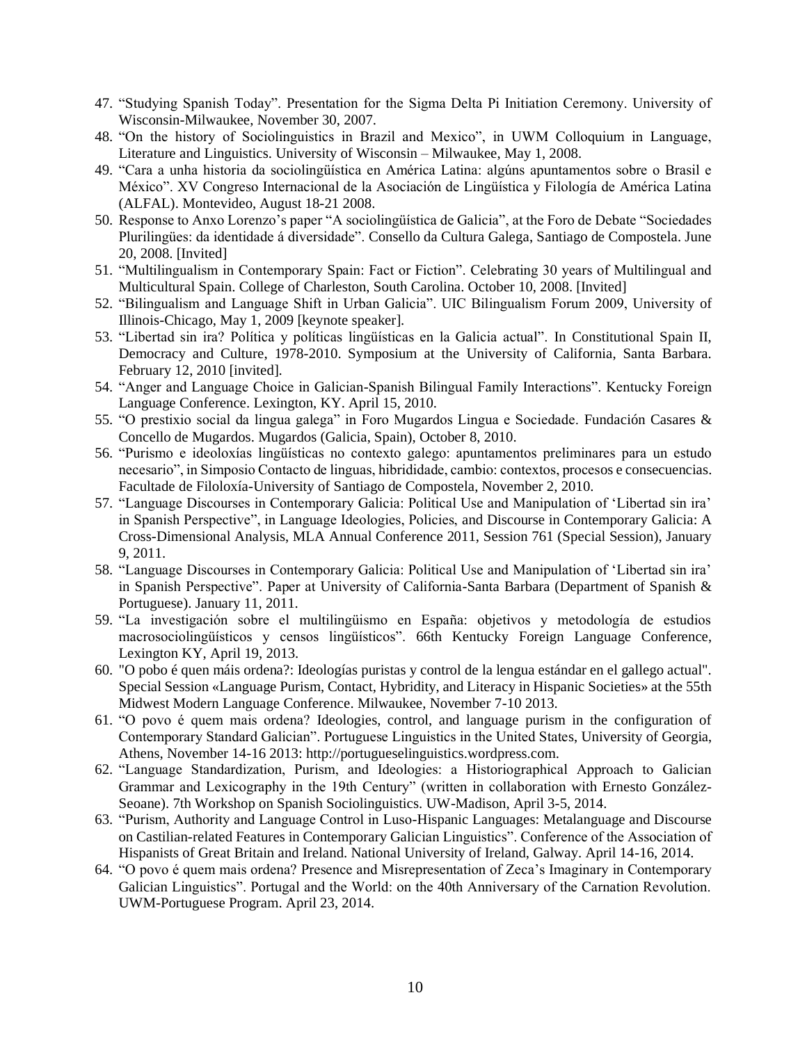47. “Studying Spanish Today”. Presentation for the Sigma Delta Pi Initiation Ceremony. University of Wisconsin-Milwaukee, November 30, 2007.
48. “On the history of Sociolinguistics in Brazil and Mexico”, in UWM Colloquium in Language, Literature and Linguistics. University of Wisconsin – Milwaukee, May 1, 2008.
49. “Cara a unha historia da sociolingüística en América Latina: algúns apuntamentos sobre o Brasil e México”. XV Congreso Internacional de la Asociación de Lingüística y Filología de América Latina (ALFAL). Montevideo, August 18-21 2008.
50. Response to Anxo Lorenzo’s paper “A sociolingüística de Galicia”, at the Foro de Debate “Sociedades Plurilingües: da identidade á diversidade”. Consello da Cultura Galega, Santiago de Compostela. June 20, 2008. [Invited]
51. “Multilingualism in Contemporary Spain: Fact or Fiction”. Celebrating 30 years of Multilingual and Multicultural Spain. College of Charleston, South Carolina. October 10, 2008. [Invited]
52. “Bilingualism and Language Shift in Urban Galicia”. UIC Bilingualism Forum 2009, University of Illinois-Chicago, May 1, 2009 [keynote speaker].
53. “Libertad sin ira? Política y políticas lingüísticas en la Galicia actual”. In Constitutional Spain II, Democracy and Culture, 1978-2010. Symposium at the University of California, Santa Barbara. February 12, 2010 [invited].
54. “Anger and Language Choice in Galician-Spanish Bilingual Family Interactions”. Kentucky Foreign Language Conference. Lexington, KY. April 15, 2010.
55. “O prestixio social da lingua galega” in Foro Mugardos Lingua e Sociedade. Fundación Casares & Concello de Mugardos. Mugardos (Galicia, Spain), October 8, 2010.
56. “Purismo e ideoloxías lingüísticas no contexto galego: apuntamentos preliminares para un estudo necesario”, in Simposio Contacto de linguas, hibrididade, cambio: contextos, procesos e consecuencias. Facultade de Filoloxía-University of Santiago de Compostela, November 2, 2010.
57. “Language Discourses in Contemporary Galicia: Political Use and Manipulation of ‘Libertad sin ira’ in Spanish Perspective”, in Language Ideologies, Policies, and Discourse in Contemporary Galicia: A Cross-Dimensional Analysis, MLA Annual Conference 2011, Session 761 (Special Session), January 9, 2011.
58. “Language Discourses in Contemporary Galicia: Political Use and Manipulation of ‘Libertad sin ira’ in Spanish Perspective”. Paper at University of California-Santa Barbara (Department of Spanish & Portuguese). January 11, 2011.
59. “La investigación sobre el multilingüismo en España: objetivos y metodología de estudios macrosociolingüísticos y censos lingüísticos”. 66th Kentucky Foreign Language Conference, Lexington KY, April 19, 2013.
60. "O pobo é quen máis ordena?: Ideologías puristas y control de la lengua estándar en el gallego actual". Special Session «Language Purism, Contact, Hybridity, and Literacy in Hispanic Societies» at the 55th Midwest Modern Language Conference. Milwaukee, November 7-10 2013.
61. “O povo é quem mais ordena? Ideologies, control, and language purism in the configuration of Contemporary Standard Galician”. Portuguese Linguistics in the United States, University of Georgia, Athens, November 14-16 2013: http://portugueselinguistics.wordpress.com.
62. “Language Standardization, Purism, and Ideologies: a Historiographical Approach to Galician Grammar and Lexicography in the 19th Century” (written in collaboration with Ernesto González-Seoane). 7th Workshop on Spanish Sociolinguistics. UW-Madison, April 3-5, 2014.
63. “Purism, Authority and Language Control in Luso-Hispanic Languages: Metalanguage and Discourse on Castilian-related Features in Contemporary Galician Linguistics”. Conference of the Association of Hispanists of Great Britain and Ireland. National University of Ireland, Galway. April 14-16, 2014.
64. “O povo é quem mais ordena? Presence and Misrepresentation of Zeca’s Imaginary in Contemporary Galician Linguistics”. Portugal and the World: on the 40th Anniversary of the Carnation Revolution. UWM-Portuguese Program. April 23, 2014.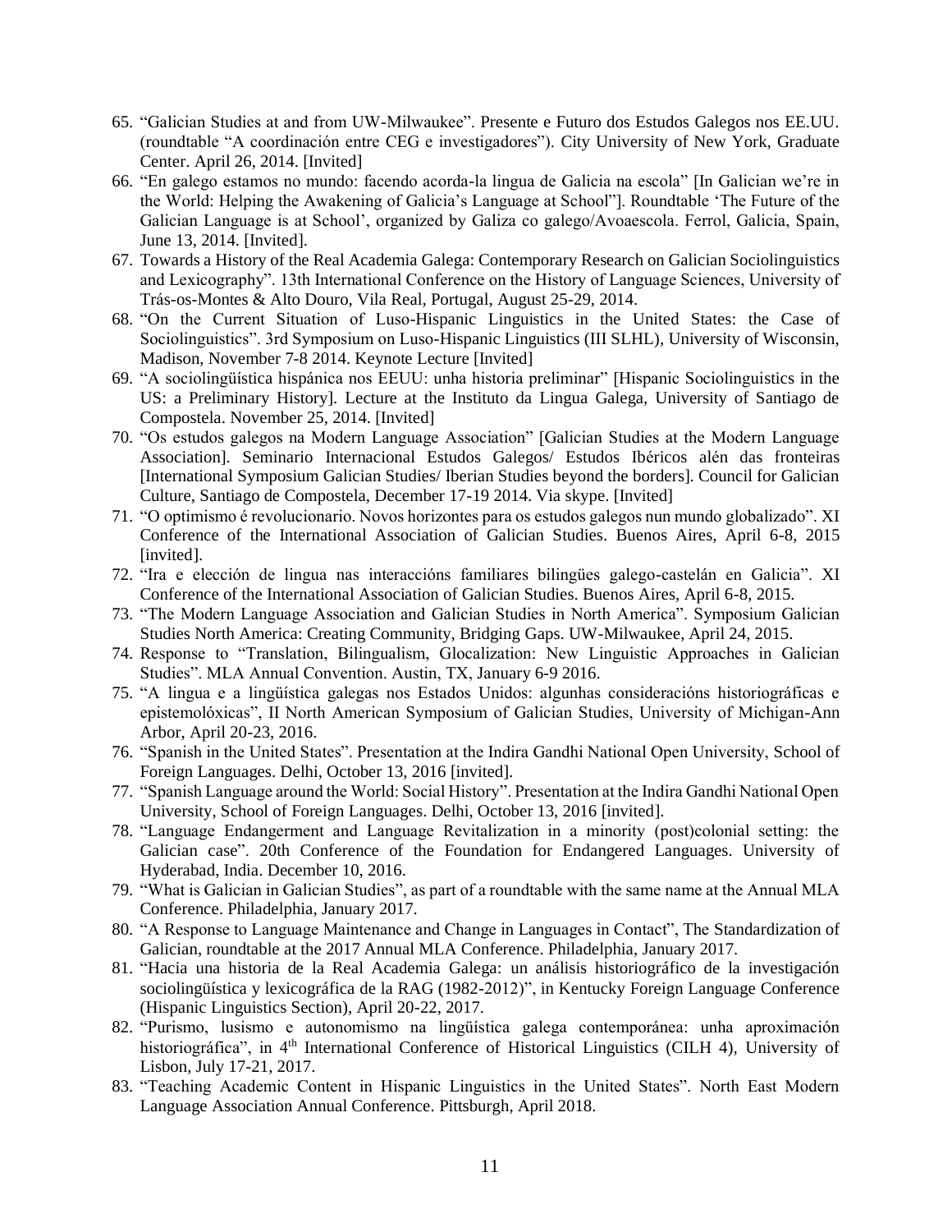65. "Galician Studies at and from UW-Milwaukee". Presente e Futuro dos Estudos Galegos nos EE.UU. (roundtable "A coordinación entre CEG e investigadores"). City University of New York, Graduate Center. April 26, 2014. [Invited]
66. "En galego estamos no mundo: facendo acorda-la lingua de Galicia na escola" [In Galician we're in the World: Helping the Awakening of Galicia's Language at School"]. Roundtable 'The Future of the Galician Language is at School', organized by Galiza co galego/Avoaescola. Ferrol, Galicia, Spain, June 13, 2014. [Invited].
67. Towards a History of the Real Academia Galega: Contemporary Research on Galician Sociolinguistics and Lexicography". 13th International Conference on the History of Language Sciences, University of Trás-os-Montes & Alto Douro, Vila Real, Portugal, August 25-29, 2014.
68. "On the Current Situation of Luso-Hispanic Linguistics in the United States: the Case of Sociolinguistics". 3rd Symposium on Luso-Hispanic Linguistics (III SLHL), University of Wisconsin, Madison, November 7-8 2014. Keynote Lecture [Invited]
69. "A sociolingüística hispánica nos EEUU: unha historia preliminar" [Hispanic Sociolinguistics in the US: a Preliminary History]. Lecture at the Instituto da Lingua Galega, University of Santiago de Compostela. November 25, 2014. [Invited]
70. "Os estudos galegos na Modern Language Association" [Galician Studies at the Modern Language Association]. Seminario Internacional Estudos Galegos/ Estudos Ibéricos alén das fronteiras [International Symposium Galician Studies/ Iberian Studies beyond the borders]. Council for Galician Culture, Santiago de Compostela, December 17-19 2014. Via skype. [Invited]
71. "O optimismo é revolucionario. Novos horizontes para os estudos galegos nun mundo globalizado". XI Conference of the International Association of Galician Studies. Buenos Aires, April 6-8, 2015 [invited].
72. "Ira e elección de lingua nas interaccións familiares bilingües galego-castelán en Galicia". XI Conference of the International Association of Galician Studies. Buenos Aires, April 6-8, 2015.
73. "The Modern Language Association and Galician Studies in North America". Symposium Galician Studies North America: Creating Community, Bridging Gaps. UW-Milwaukee, April 24, 2015.
74. Response to "Translation, Bilingualism, Glocalization: New Linguistic Approaches in Galician Studies". MLA Annual Convention. Austin, TX, January 6-9 2016.
75. "A lingua e a lingüística galegas nos Estados Unidos: algunhas consideracións historiográficas e epistemolóxicas", II North American Symposium of Galician Studies, University of Michigan-Ann Arbor, April 20-23, 2016.
76. "Spanish in the United States". Presentation at the Indira Gandhi National Open University, School of Foreign Languages. Delhi, October 13, 2016 [invited].
77. "Spanish Language around the World: Social History". Presentation at the Indira Gandhi National Open University, School of Foreign Languages. Delhi, October 13, 2016 [invited].
78. "Language Endangerment and Language Revitalization in a minority (post)colonial setting: the Galician case". 20th Conference of the Foundation for Endangered Languages. University of Hyderabad, India. December 10, 2016.
79. "What is Galician in Galician Studies", as part of a roundtable with the same name at the Annual MLA Conference. Philadelphia, January 2017.
80. "A Response to Language Maintenance and Change in Languages in Contact", The Standardization of Galician, roundtable at the 2017 Annual MLA Conference. Philadelphia, January 2017.
81. "Hacia una historia de la Real Academia Galega: un análisis historiográfico de la investigación sociolingüística y lexicográfica de la RAG (1982-2012)", in Kentucky Foreign Language Conference (Hispanic Linguistics Section), April 20-22, 2017.
82. "Purismo, lusismo e autonomismo na lingüística galega contemporánea: unha aproximación historiográfica", in 4th International Conference of Historical Linguistics (CILH 4), University of Lisbon, July 17-21, 2017.
83. "Teaching Academic Content in Hispanic Linguistics in the United States". North East Modern Language Association Annual Conference. Pittsburgh, April 2018.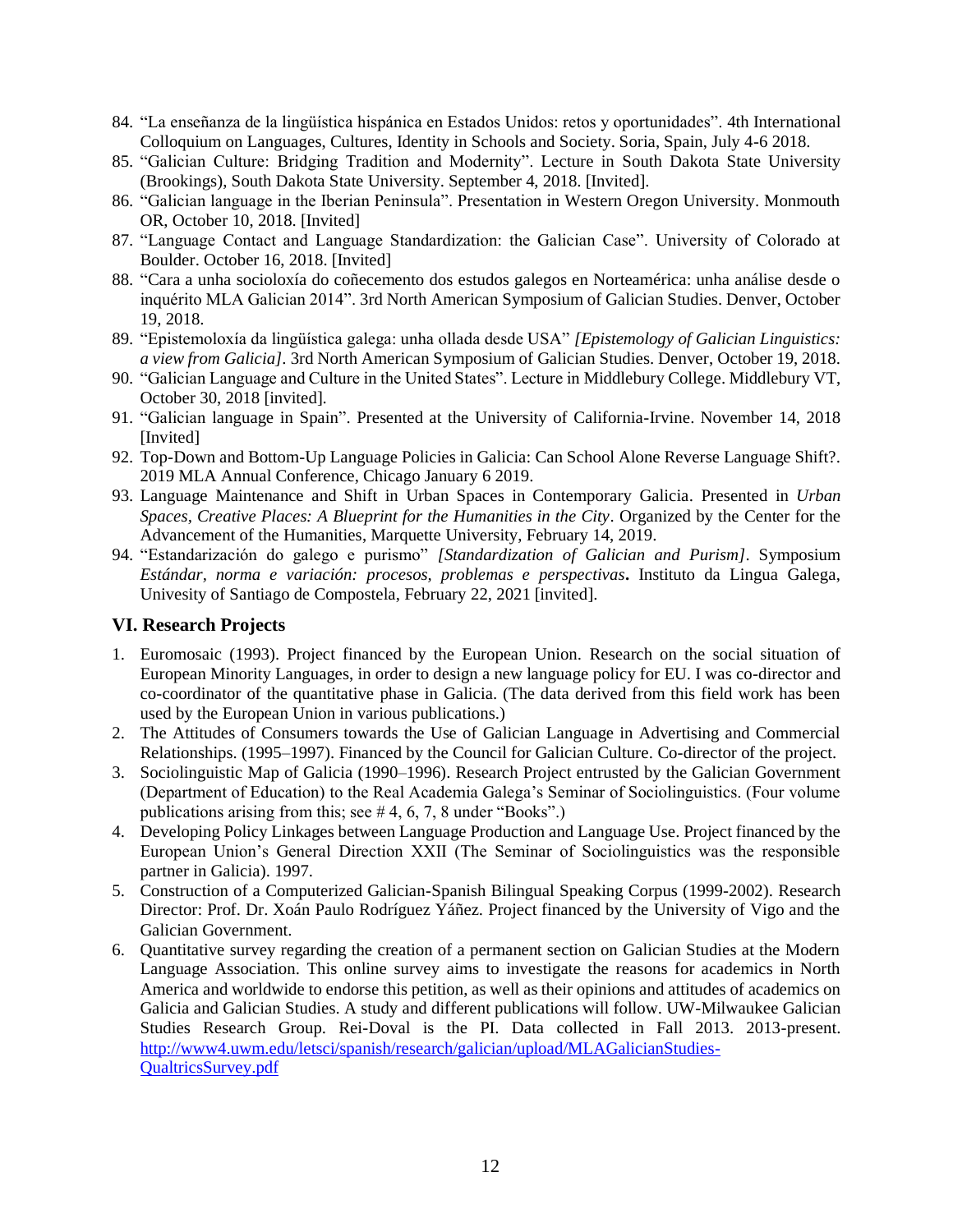84. "La enseñanza de la lingüística hispánica en Estados Unidos: retos y oportunidades". 4th International Colloquium on Languages, Cultures, Identity in Schools and Society. Soria, Spain, July 4-6 2018.
85. "Galician Culture: Bridging Tradition and Modernity". Lecture in South Dakota State University (Brookings), South Dakota State University. September 4, 2018. [Invited].
86. "Galician language in the Iberian Peninsula". Presentation in Western Oregon University. Monmouth OR, October 10, 2018. [Invited]
87. "Language Contact and Language Standardization: the Galician Case". University of Colorado at Boulder. October 16, 2018. [Invited]
88. "Cara a unha socioloxía do coñecemento dos estudos galegos en Norteamérica: unha análise desde o inquérito MLA Galician 2014". 3rd North American Symposium of Galician Studies. Denver, October 19, 2018.
89. "Epistemoloxía da lingüística galega: unha ollada desde USA" *[Epistemology of Galician Linguistics: a view from Galicia]*. 3rd North American Symposium of Galician Studies. Denver, October 19, 2018.
90. "Galician Language and Culture in the United States". Lecture in Middlebury College. Middlebury VT, October 30, 2018 [invited].
91. "Galician language in Spain". Presented at the University of California-Irvine. November 14, 2018 [Invited]
92. Top-Down and Bottom-Up Language Policies in Galicia: Can School Alone Reverse Language Shift?. 2019 MLA Annual Conference, Chicago January 6 2019.
93. Language Maintenance and Shift in Urban Spaces in Contemporary Galicia. Presented in *Urban Spaces, Creative Places: A Blueprint for the Humanities in the City*. Organized by the Center for the Advancement of the Humanities, Marquette University, February 14, 2019.
94. "Estandarización do galego e purismo" *[Standardization of Galician and Purism]*. Symposium *Estándar, norma e variación: procesos, problemas e perspectivas***.** Instituto da Lingua Galega, Univesity of Santiago de Compostela, February 22, 2021 [invited].

### VI. Research Projects

1. Euromosaic (1993). Project financed by the European Union. Research on the social situation of European Minority Languages, in order to design a new language policy for EU. I was co-director and co-coordinator of the quantitative phase in Galicia. (The data derived from this field work has been used by the European Union in various publications.)
2. The Attitudes of Consumers towards the Use of Galician Language in Advertising and Commercial Relationships. (1995–1997). Financed by the Council for Galician Culture. Co-director of the project.
3. Sociolinguistic Map of Galicia (1990–1996). Research Project entrusted by the Galician Government (Department of Education) to the Real Academia Galega's Seminar of Sociolinguistics. (Four volume publications arising from this; see # 4, 6, 7, 8 under "Books".)
4. Developing Policy Linkages between Language Production and Language Use. Project financed by the European Union's General Direction XXII (The Seminar of Sociolinguistics was the responsible partner in Galicia). 1997.
5. Construction of a Computerized Galician-Spanish Bilingual Speaking Corpus (1999-2002). Research Director: Prof. Dr. Xoán Paulo Rodríguez Yáñez. Project financed by the University of Vigo and the Galician Government.
6. Quantitative survey regarding the creation of a permanent section on Galician Studies at the Modern Language Association. This online survey aims to investigate the reasons for academics in North America and worldwide to endorse this petition, as well as their opinions and attitudes of academics on Galicia and Galician Studies. A study and different publications will follow. UW-Milwaukee Galician Studies Research Group. Rei-Doval is the PI. Data collected in Fall 2013. 2013-present. http://www4.uwm.edu/letsci/spanish/research/galician/upload/MLAGalicianStudies-QualtricsSurvey.pdf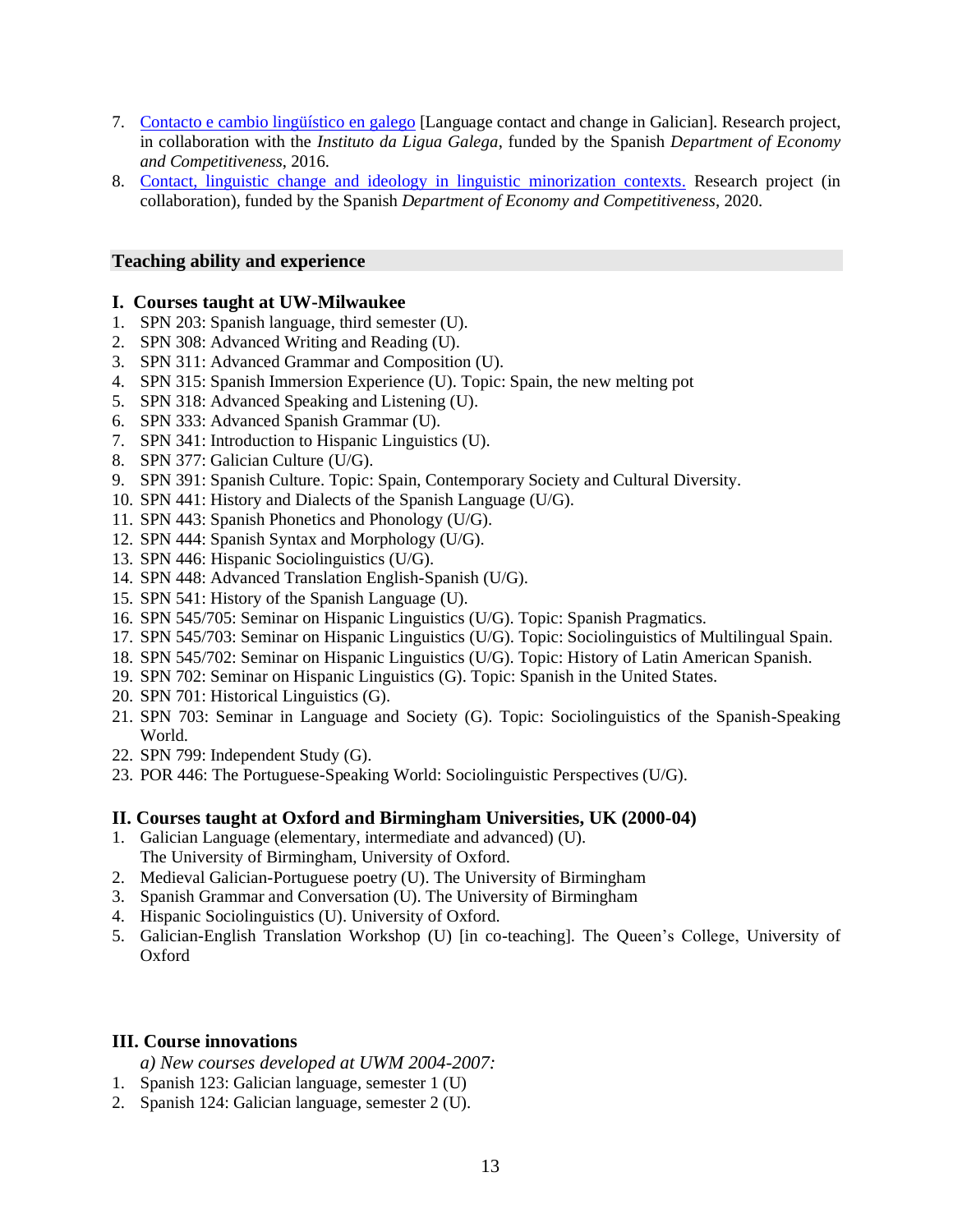7. Contacto e cambio lingüístico en galego [Language contact and change in Galician]. Research project, in collaboration with the *Instituto da Ligua Galega*, funded by the Spanish *Department of Economy and Competitiveness*, 2016.
8. Contact, linguistic change and ideology in linguistic minorization contexts. Research project (in collaboration), funded by the Spanish *Department of Economy and Competitiveness*, 2020.

## Teaching ability and experience

### I. Courses taught at UW-Milwaukee

1. SPN 203: Spanish language, third semester (U).
2. SPN 308: Advanced Writing and Reading (U).
3. SPN 311: Advanced Grammar and Composition (U).
4. SPN 315: Spanish Immersion Experience (U). Topic: Spain, the new melting pot
5. SPN 318: Advanced Speaking and Listening (U).
6. SPN 333: Advanced Spanish Grammar (U).
7. SPN 341: Introduction to Hispanic Linguistics (U).
8. SPN 377: Galician Culture (U/G).
9. SPN 391: Spanish Culture. Topic: Spain, Contemporary Society and Cultural Diversity.
10. SPN 441: History and Dialects of the Spanish Language (U/G).
11. SPN 443: Spanish Phonetics and Phonology (U/G).
12. SPN 444: Spanish Syntax and Morphology (U/G).
13. SPN 446: Hispanic Sociolinguistics (U/G).
14. SPN 448: Advanced Translation English-Spanish (U/G).
15. SPN 541: History of the Spanish Language (U).
16. SPN 545/705: Seminar on Hispanic Linguistics (U/G). Topic: Spanish Pragmatics.
17. SPN 545/703: Seminar on Hispanic Linguistics (U/G). Topic: Sociolinguistics of Multilingual Spain.
18. SPN 545/702: Seminar on Hispanic Linguistics (U/G). Topic: History of Latin American Spanish.
19. SPN 702: Seminar on Hispanic Linguistics (G). Topic: Spanish in the United States.
20. SPN 701: Historical Linguistics (G).
21. SPN 703: Seminar in Language and Society (G). Topic: Sociolinguistics of the Spanish-Speaking World.
22. SPN 799: Independent Study (G).
23. POR 446: The Portuguese-Speaking World: Sociolinguistic Perspectives (U/G).

### II. Courses taught at Oxford and Birmingham Universities, UK (2000-04)

1. Galician Language (elementary, intermediate and advanced) (U).
   The University of Birmingham, University of Oxford.
2. Medieval Galician-Portuguese poetry (U). The University of Birmingham
3. Spanish Grammar and Conversation (U). The University of Birmingham
4. Hispanic Sociolinguistics (U). University of Oxford.
5. Galician-English Translation Workshop (U) [in co-teaching]. The Queen's College, University of Oxford

### III. Course innovations

*a) New courses developed at UWM 2004-2007:*

1. Spanish 123: Galician language, semester 1 (U)
2. Spanish 124: Galician language, semester 2 (U).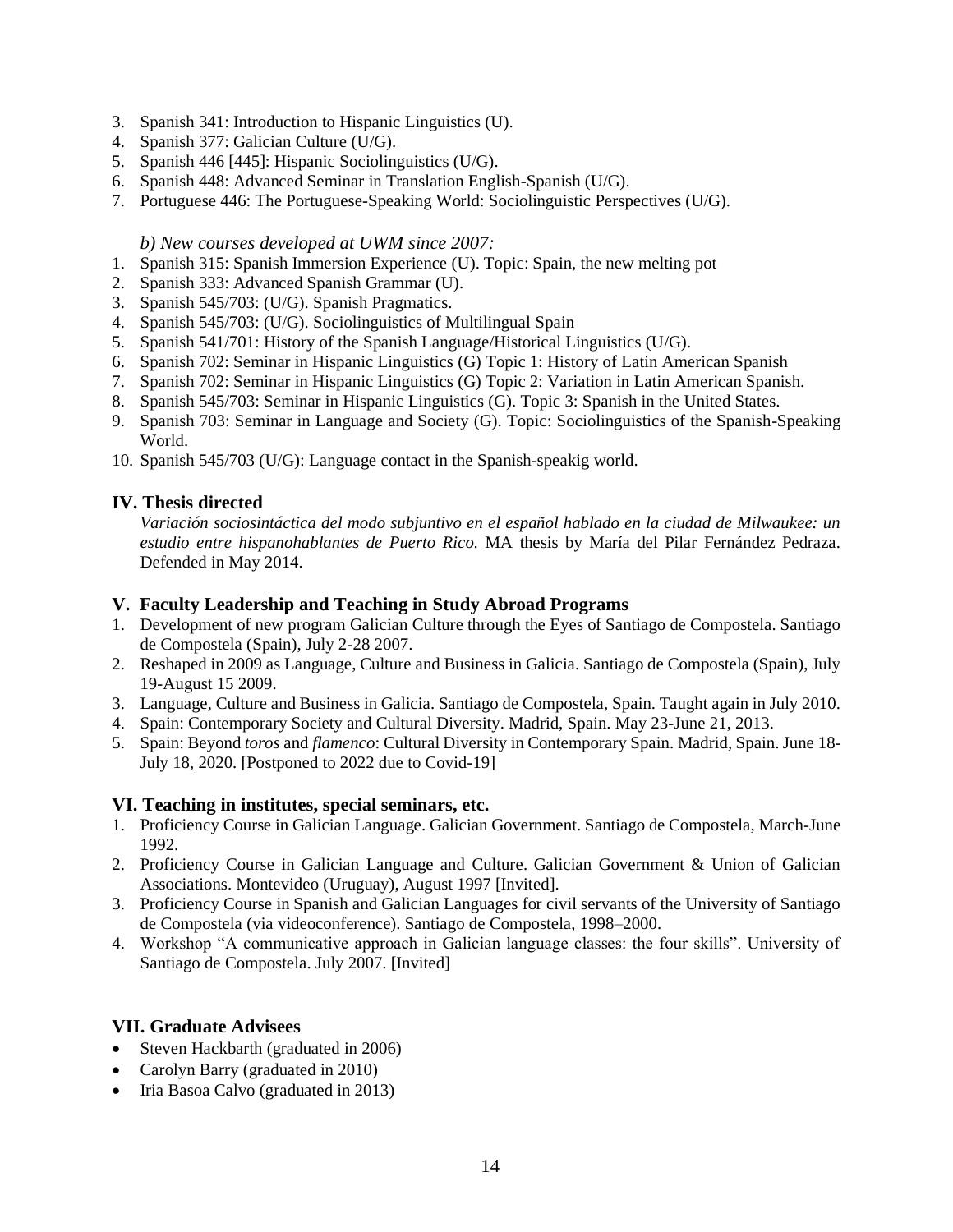3. Spanish 341: Introduction to Hispanic Linguistics (U).
4. Spanish 377: Galician Culture (U/G).
5. Spanish 446 [445]: Hispanic Sociolinguistics (U/G).
6. Spanish 448: Advanced Seminar in Translation English-Spanish (U/G).
7. Portuguese 446: The Portuguese-Speaking World: Sociolinguistic Perspectives (U/G).

*b) New courses developed at UWM since 2007:*

1. Spanish 315: Spanish Immersion Experience (U). Topic: Spain, the new melting pot
2. Spanish 333: Advanced Spanish Grammar (U).
3. Spanish 545/703: (U/G). Spanish Pragmatics.
4. Spanish 545/703: (U/G). Sociolinguistics of Multilingual Spain
5. Spanish 541/701: History of the Spanish Language/Historical Linguistics (U/G).
6. Spanish 702: Seminar in Hispanic Linguistics (G) Topic 1: History of Latin American Spanish
7. Spanish 702: Seminar in Hispanic Linguistics (G) Topic 2: Variation in Latin American Spanish.
8. Spanish 545/703: Seminar in Hispanic Linguistics (G). Topic 3: Spanish in the United States.
9. Spanish 703: Seminar in Language and Society (G). Topic: Sociolinguistics of the Spanish-Speaking World.
10. Spanish 545/703 (U/G): Language contact in the Spanish-speakig world.

## IV. Thesis directed

*Variación sociosintáctica del modo subjuntivo en el español hablado en la ciudad de Milwaukee: un estudio entre hispanohablantes de Puerto Rico.* MA thesis by María del Pilar Fernández Pedraza. Defended in May 2014.

## V. Faculty Leadership and Teaching in Study Abroad Programs

1. Development of new program Galician Culture through the Eyes of Santiago de Compostela. Santiago de Compostela (Spain), July 2-28 2007.
2. Reshaped in 2009 as Language, Culture and Business in Galicia. Santiago de Compostela (Spain), July 19-August 15 2009.
3. Language, Culture and Business in Galicia. Santiago de Compostela, Spain. Taught again in July 2010.
4. Spain: Contemporary Society and Cultural Diversity. Madrid, Spain. May 23-June 21, 2013.
5. Spain: Beyond *toros* and *flamenco*: Cultural Diversity in Contemporary Spain. Madrid, Spain. June 18-July 18, 2020. [Postponed to 2022 due to Covid-19]

## VI. Teaching in institutes, special seminars, etc.

1. Proficiency Course in Galician Language. Galician Government. Santiago de Compostela, March-June 1992.
2. Proficiency Course in Galician Language and Culture. Galician Government & Union of Galician Associations. Montevideo (Uruguay), August 1997 [Invited].
3. Proficiency Course in Spanish and Galician Languages for civil servants of the University of Santiago de Compostela (via videoconference). Santiago de Compostela, 1998–2000.
4. Workshop "A communicative approach in Galician language classes: the four skills". University of Santiago de Compostela. July 2007. [Invited]

## VII. Graduate Advisees

- Steven Hackbarth (graduated in 2006)
- Carolyn Barry (graduated in 2010)
- Iria Basoa Calvo (graduated in 2013)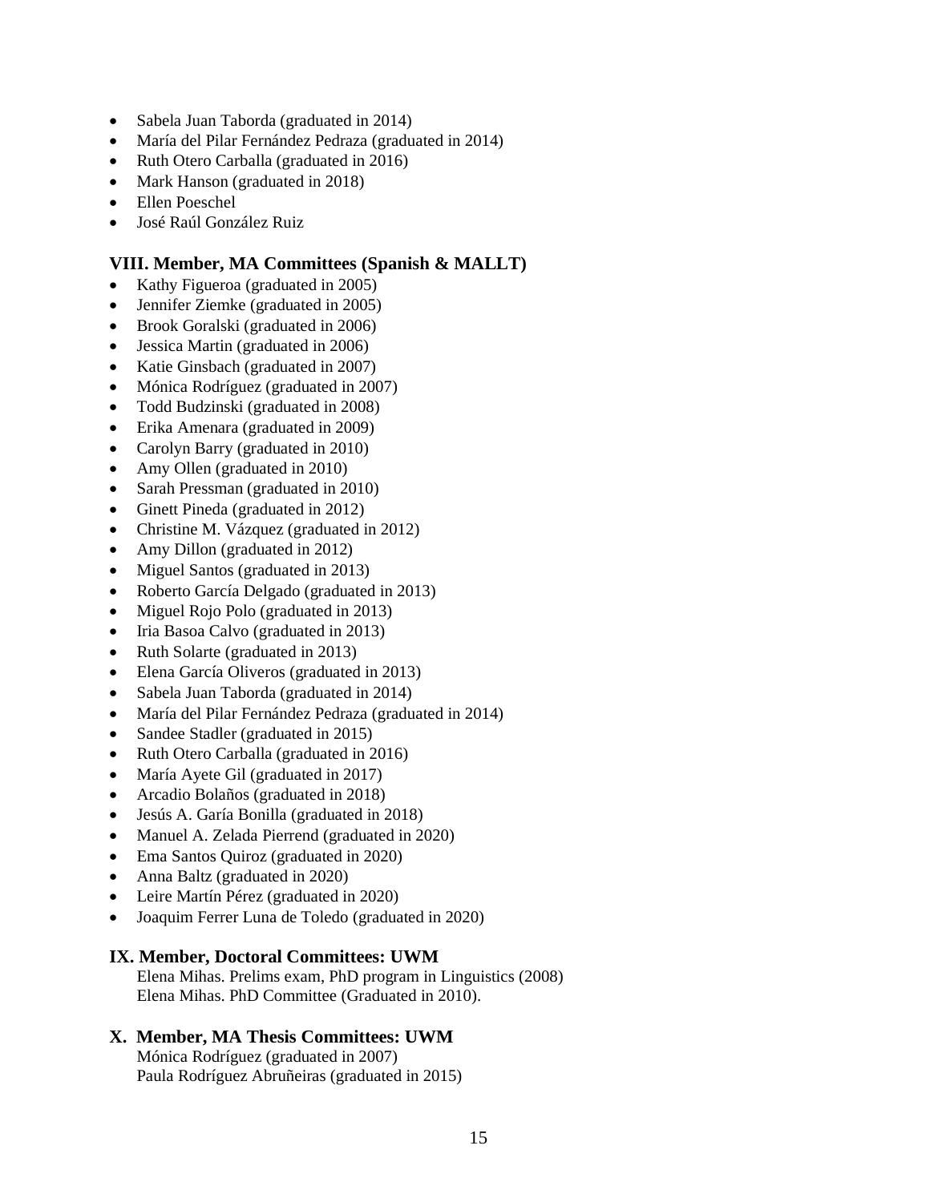- Sabela Juan Taborda (graduated in 2014)
- María del Pilar Fernández Pedraza (graduated in 2014)
- Ruth Otero Carballa (graduated in 2016)
- Mark Hanson (graduated in 2018)
- Ellen Poeschel
- José Raúl González Ruiz

### VIII. Member, MA Committees (Spanish & MALLT)

- Kathy Figueroa (graduated in 2005)
- Jennifer Ziemke (graduated in 2005)
- Brook Goralski (graduated in 2006)
- Jessica Martin (graduated in 2006)
- Katie Ginsbach (graduated in 2007)
- Mónica Rodríguez (graduated in 2007)
- Todd Budzinski (graduated in 2008)
- Erika Amenara (graduated in 2009)
- Carolyn Barry (graduated in 2010)
- Amy Ollen (graduated in 2010)
- Sarah Pressman (graduated in 2010)
- Ginett Pineda (graduated in 2012)
- Christine M. Vázquez (graduated in 2012)
- Amy Dillon (graduated in 2012)
- Miguel Santos (graduated in 2013)
- Roberto García Delgado (graduated in 2013)
- Miguel Rojo Polo (graduated in 2013)
- Iria Basoa Calvo (graduated in 2013)
- Ruth Solarte (graduated in 2013)
- Elena García Oliveros (graduated in 2013)
- Sabela Juan Taborda (graduated in 2014)
- María del Pilar Fernández Pedraza (graduated in 2014)
- Sandee Stadler (graduated in 2015)
- Ruth Otero Carballa (graduated in 2016)
- María Ayete Gil (graduated in 2017)
- Arcadio Bolaños (graduated in 2018)
- Jesús A. Garía Bonilla (graduated in 2018)
- Manuel A. Zelada Pierrend (graduated in 2020)
- Ema Santos Quiroz (graduated in 2020)
- Anna Baltz (graduated in 2020)
- Leire Martín Pérez (graduated in 2020)
- Joaquim Ferrer Luna de Toledo (graduated in 2020)

### IX. Member, Doctoral Committees: UWM

Elena Mihas. Prelims exam, PhD program in Linguistics (2008)
Elena Mihas. PhD Committee (Graduated in 2010).

### X. Member, MA Thesis Committees: UWM

Mónica Rodríguez (graduated in 2007)
Paula Rodríguez Abruñeiras (graduated in 2015)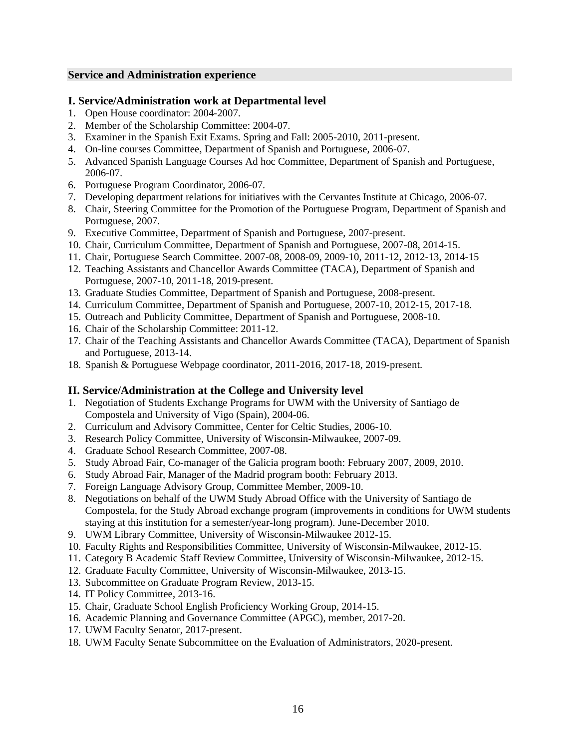## Service and Administration experience

### I. Service/Administration work at Departmental level

1. Open House coordinator: 2004-2007.
2. Member of the Scholarship Committee: 2004-07.
3. Examiner in the Spanish Exit Exams. Spring and Fall: 2005-2010, 2011-present.
4. On-line courses Committee, Department of Spanish and Portuguese, 2006-07.
5. Advanced Spanish Language Courses Ad hoc Committee, Department of Spanish and Portuguese, 2006-07.
6. Portuguese Program Coordinator, 2006-07.
7. Developing department relations for initiatives with the Cervantes Institute at Chicago, 2006-07.
8. Chair, Steering Committee for the Promotion of the Portuguese Program, Department of Spanish and Portuguese, 2007.
9. Executive Committee, Department of Spanish and Portuguese, 2007-present.
10. Chair, Curriculum Committee, Department of Spanish and Portuguese, 2007-08, 2014-15.
11. Chair, Portuguese Search Committee. 2007-08, 2008-09, 2009-10, 2011-12, 2012-13, 2014-15
12. Teaching Assistants and Chancellor Awards Committee (TACA), Department of Spanish and Portuguese, 2007-10, 2011-18, 2019-present.
13. Graduate Studies Committee, Department of Spanish and Portuguese, 2008-present.
14. Curriculum Committee, Department of Spanish and Portuguese, 2007-10, 2012-15, 2017-18.
15. Outreach and Publicity Committee, Department of Spanish and Portuguese, 2008-10.
16. Chair of the Scholarship Committee: 2011-12.
17. Chair of the Teaching Assistants and Chancellor Awards Committee (TACA), Department of Spanish and Portuguese, 2013-14.
18. Spanish & Portuguese Webpage coordinator, 2011-2016, 2017-18, 2019-present.

### II. Service/Administration at the College and University level

1. Negotiation of Students Exchange Programs for UWM with the University of Santiago de Compostela and University of Vigo (Spain), 2004-06.
2. Curriculum and Advisory Committee, Center for Celtic Studies, 2006-10.
3. Research Policy Committee, University of Wisconsin-Milwaukee, 2007-09.
4. Graduate School Research Committee, 2007-08.
5. Study Abroad Fair, Co-manager of the Galicia program booth: February 2007, 2009, 2010.
6. Study Abroad Fair, Manager of the Madrid program booth: February 2013.
7. Foreign Language Advisory Group, Committee Member, 2009-10.
8. Negotiations on behalf of the UWM Study Abroad Office with the University of Santiago de Compostela, for the Study Abroad exchange program (improvements in conditions for UWM students staying at this institution for a semester/year-long program). June-December 2010.
9. UWM Library Committee, University of Wisconsin-Milwaukee 2012-15.
10. Faculty Rights and Responsibilities Committee, University of Wisconsin-Milwaukee, 2012-15.
11. Category B Academic Staff Review Committee, University of Wisconsin-Milwaukee, 2012-15.
12. Graduate Faculty Committee, University of Wisconsin-Milwaukee, 2013-15.
13. Subcommittee on Graduate Program Review, 2013-15.
14. IT Policy Committee, 2013-16.
15. Chair, Graduate School English Proficiency Working Group, 2014-15.
16. Academic Planning and Governance Committee (APGC), member, 2017-20.
17. UWM Faculty Senator, 2017-present.
18. UWM Faculty Senate Subcommittee on the Evaluation of Administrators, 2020-present.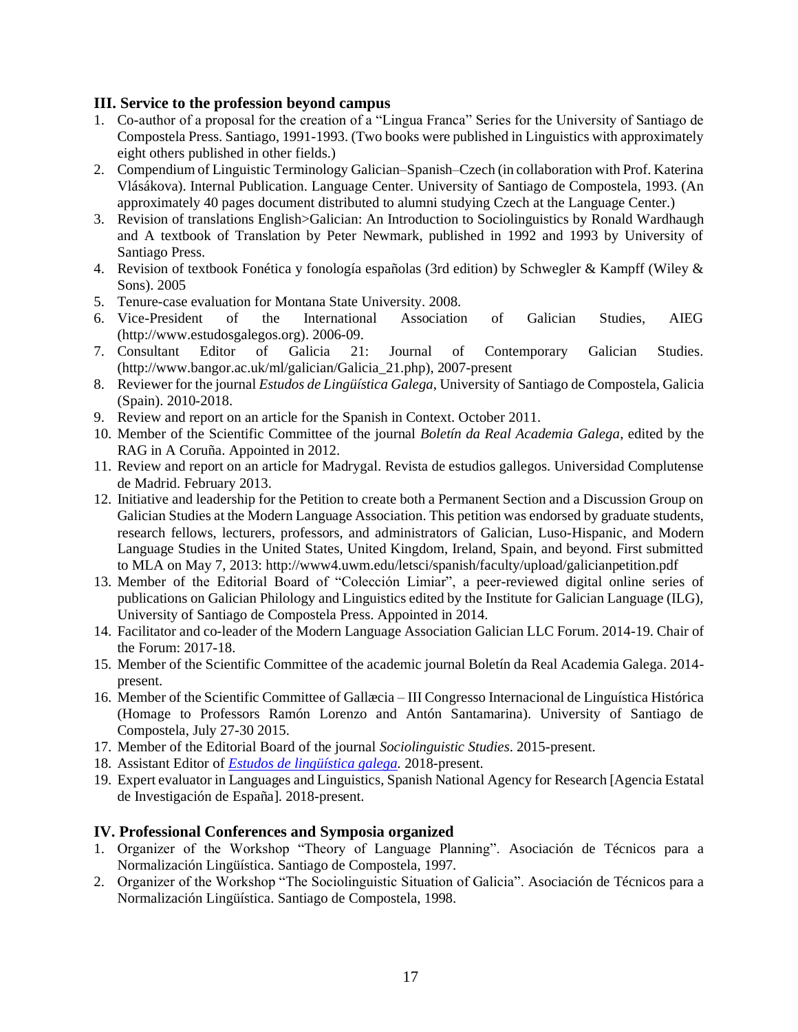## III. Service to the profession beyond campus

1. Co-author of a proposal for the creation of a "Lingua Franca" Series for the University of Santiago de Compostela Press. Santiago, 1991-1993. (Two books were published in Linguistics with approximately eight others published in other fields.)
2. Compendium of Linguistic Terminology Galician–Spanish–Czech (in collaboration with Prof. Katerina Vlásákova). Internal Publication. Language Center. University of Santiago de Compostela, 1993. (An approximately 40 pages document distributed to alumni studying Czech at the Language Center.)
3. Revision of translations English>Galician: An Introduction to Sociolinguistics by Ronald Wardhaugh and A textbook of Translation by Peter Newmark, published in 1992 and 1993 by University of Santiago Press.
4. Revision of textbook Fonética y fonología españolas (3rd edition) by Schwegler & Kampff (Wiley & Sons). 2005
5. Tenure-case evaluation for Montana State University. 2008.
6. Vice-President of the International Association of Galician Studies, AIEG (http://www.estudosgalegos.org). 2006-09.
7. Consultant Editor of Galicia 21: Journal of Contemporary Galician Studies. (http://www.bangor.ac.uk/ml/galician/Galicia_21.php), 2007-present
8. Reviewer for the journal *Estudos de Lingüística Galega*, University of Santiago de Compostela, Galicia (Spain). 2010-2018.
9. Review and report on an article for the Spanish in Context. October 2011.
10. Member of the Scientific Committee of the journal *Boletín da Real Academia Galega*, edited by the RAG in A Coruña. Appointed in 2012.
11. Review and report on an article for Madrygal. Revista de estudios gallegos. Universidad Complutense de Madrid. February 2013.
12. Initiative and leadership for the Petition to create both a Permanent Section and a Discussion Group on Galician Studies at the Modern Language Association. This petition was endorsed by graduate students, research fellows, lecturers, professors, and administrators of Galician, Luso-Hispanic, and Modern Language Studies in the United States, United Kingdom, Ireland, Spain, and beyond. First submitted to MLA on May 7, 2013: http://www4.uwm.edu/letsci/spanish/faculty/upload/galicianpetition.pdf
13. Member of the Editorial Board of "Colección Limiar", a peer-reviewed digital online series of publications on Galician Philology and Linguistics edited by the Institute for Galician Language (ILG), University of Santiago de Compostela Press. Appointed in 2014.
14. Facilitator and co-leader of the Modern Language Association Galician LLC Forum. 2014-19. Chair of the Forum: 2017-18.
15. Member of the Scientific Committee of the academic journal Boletín da Real Academia Galega. 2014-present.
16. Member of the Scientific Committee of Gallæcia – III Congresso Internacional de Linguística Histórica (Homage to Professors Ramón Lorenzo and Antón Santamarina). University of Santiago de Compostela, July 27-30 2015.
17. Member of the Editorial Board of the journal *Sociolinguistic Studies*. 2015-present.
18. Assistant Editor of *Estudos de lingüística galega.* 2018-present.
19. Expert evaluator in Languages and Linguistics, Spanish National Agency for Research [Agencia Estatal de Investigación de España]. 2018-present.

## IV. Professional Conferences and Symposia organized

1. Organizer of the Workshop "Theory of Language Planning". Asociación de Técnicos para a Normalización Lingüística. Santiago de Compostela, 1997.
2. Organizer of the Workshop "The Sociolinguistic Situation of Galicia". Asociación de Técnicos para a Normalización Lingüística. Santiago de Compostela, 1998.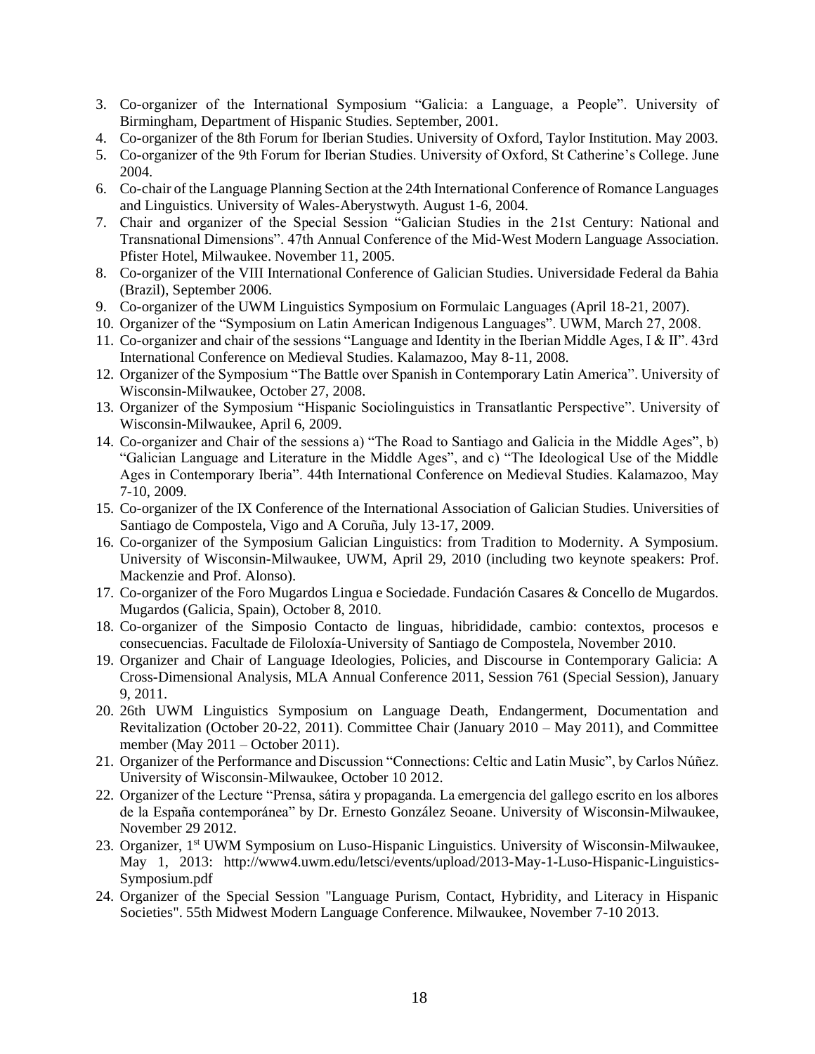3. Co-organizer of the International Symposium "Galicia: a Language, a People". University of Birmingham, Department of Hispanic Studies. September, 2001.
4. Co-organizer of the 8th Forum for Iberian Studies. University of Oxford, Taylor Institution. May 2003.
5. Co-organizer of the 9th Forum for Iberian Studies. University of Oxford, St Catherine's College. June 2004.
6. Co-chair of the Language Planning Section at the 24th International Conference of Romance Languages and Linguistics. University of Wales-Aberystwyth. August 1-6, 2004.
7. Chair and organizer of the Special Session "Galician Studies in the 21st Century: National and Transnational Dimensions". 47th Annual Conference of the Mid-West Modern Language Association. Pfister Hotel, Milwaukee. November 11, 2005.
8. Co-organizer of the VIII International Conference of Galician Studies. Universidade Federal da Bahia (Brazil), September 2006.
9. Co-organizer of the UWM Linguistics Symposium on Formulaic Languages (April 18-21, 2007).
10. Organizer of the "Symposium on Latin American Indigenous Languages". UWM, March 27, 2008.
11. Co-organizer and chair of the sessions "Language and Identity in the Iberian Middle Ages, I & II". 43rd International Conference on Medieval Studies. Kalamazoo, May 8-11, 2008.
12. Organizer of the Symposium "The Battle over Spanish in Contemporary Latin America". University of Wisconsin-Milwaukee, October 27, 2008.
13. Organizer of the Symposium "Hispanic Sociolinguistics in Transatlantic Perspective". University of Wisconsin-Milwaukee, April 6, 2009.
14. Co-organizer and Chair of the sessions a) "The Road to Santiago and Galicia in the Middle Ages", b) "Galician Language and Literature in the Middle Ages", and c) "The Ideological Use of the Middle Ages in Contemporary Iberia". 44th International Conference on Medieval Studies. Kalamazoo, May 7-10, 2009.
15. Co-organizer of the IX Conference of the International Association of Galician Studies. Universities of Santiago de Compostela, Vigo and A Coruña, July 13-17, 2009.
16. Co-organizer of the Symposium Galician Linguistics: from Tradition to Modernity. A Symposium. University of Wisconsin-Milwaukee, UWM, April 29, 2010 (including two keynote speakers: Prof. Mackenzie and Prof. Alonso).
17. Co-organizer of the Foro Mugardos Lingua e Sociedade. Fundación Casares & Concello de Mugardos. Mugardos (Galicia, Spain), October 8, 2010.
18. Co-organizer of the Simposio Contacto de linguas, hibrididade, cambio: contextos, procesos e consecuencias. Facultade de Filoloxía-University of Santiago de Compostela, November 2010.
19. Organizer and Chair of Language Ideologies, Policies, and Discourse in Contemporary Galicia: A Cross-Dimensional Analysis, MLA Annual Conference 2011, Session 761 (Special Session), January 9, 2011.
20. 26th UWM Linguistics Symposium on Language Death, Endangerment, Documentation and Revitalization (October 20-22, 2011). Committee Chair (January 2010 – May 2011), and Committee member (May 2011 – October 2011).
21. Organizer of the Performance and Discussion "Connections: Celtic and Latin Music", by Carlos Núñez. University of Wisconsin-Milwaukee, October 10 2012.
22. Organizer of the Lecture "Prensa, sátira y propaganda. La emergencia del gallego escrito en los albores de la España contemporánea" by Dr. Ernesto González Seoane. University of Wisconsin-Milwaukee, November 29 2012.
23. Organizer, 1st UWM Symposium on Luso-Hispanic Linguistics. University of Wisconsin-Milwaukee, May 1, 2013: http://www4.uwm.edu/letsci/events/upload/2013-May-1-Luso-Hispanic-Linguistics-Symposium.pdf
24. Organizer of the Special Session "Language Purism, Contact, Hybridity, and Literacy in Hispanic Societies". 55th Midwest Modern Language Conference. Milwaukee, November 7-10 2013.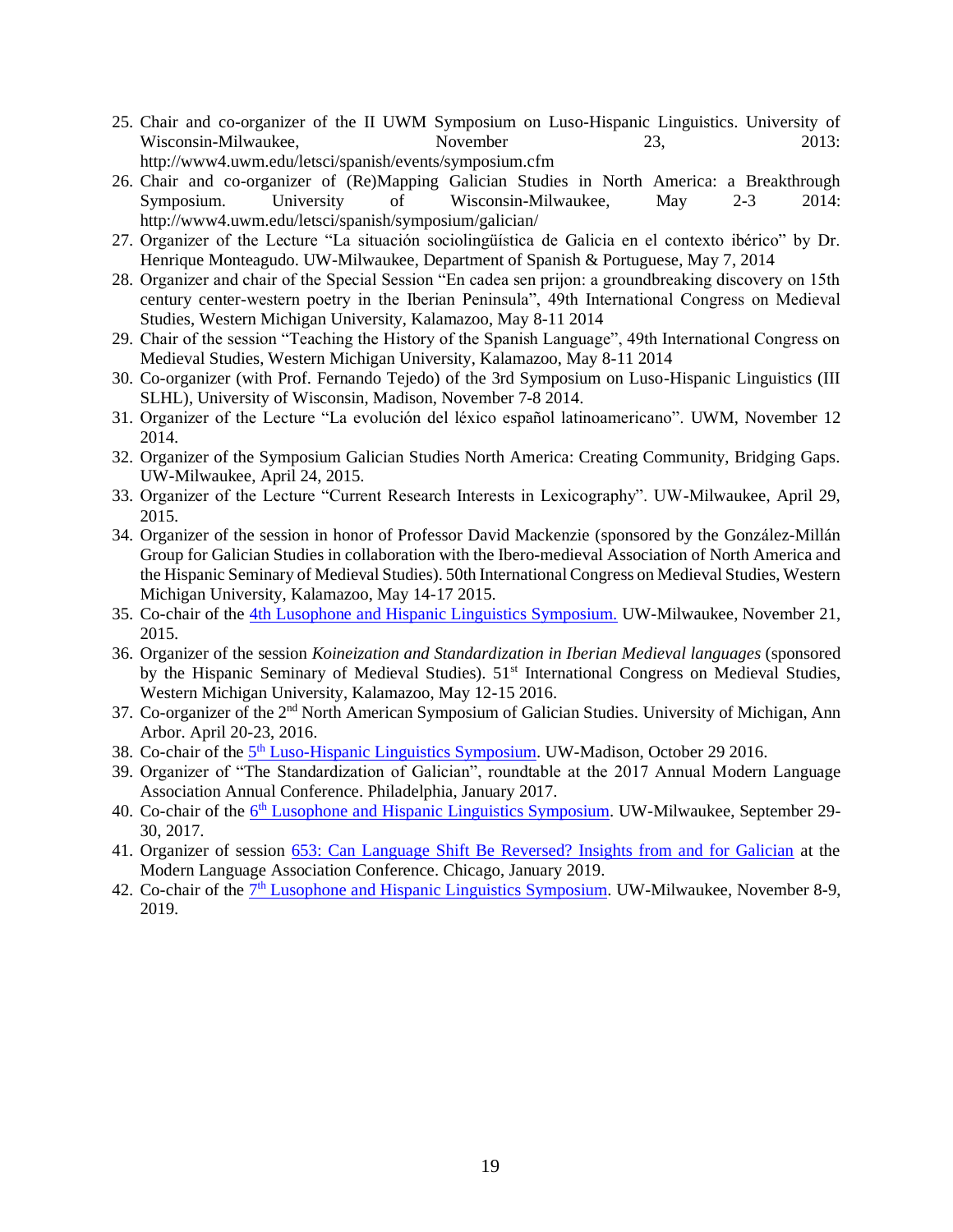25. Chair and co-organizer of the II UWM Symposium on Luso-Hispanic Linguistics. University of Wisconsin-Milwaukee, November 23, 2013: http://www4.uwm.edu/letsci/spanish/events/symposium.cfm
26. Chair and co-organizer of (Re)Mapping Galician Studies in North America: a Breakthrough Symposium. University of Wisconsin-Milwaukee, May 2-3 2014: http://www4.uwm.edu/letsci/spanish/symposium/galician/
27. Organizer of the Lecture "La situación sociolingüística de Galicia en el contexto ibérico" by Dr. Henrique Monteagudo. UW-Milwaukee, Department of Spanish & Portuguese, May 7, 2014
28. Organizer and chair of the Special Session "En cadea sen prijon: a groundbreaking discovery on 15th century center-western poetry in the Iberian Peninsula", 49th International Congress on Medieval Studies, Western Michigan University, Kalamazoo, May 8-11 2014
29. Chair of the session "Teaching the History of the Spanish Language", 49th International Congress on Medieval Studies, Western Michigan University, Kalamazoo, May 8-11 2014
30. Co-organizer (with Prof. Fernando Tejedo) of the 3rd Symposium on Luso-Hispanic Linguistics (III SLHL), University of Wisconsin, Madison, November 7-8 2014.
31. Organizer of the Lecture "La evolución del léxico español latinoamericano". UWM, November 12 2014.
32. Organizer of the Symposium Galician Studies North America: Creating Community, Bridging Gaps. UW-Milwaukee, April 24, 2015.
33. Organizer of the Lecture "Current Research Interests in Lexicography". UW-Milwaukee, April 29, 2015.
34. Organizer of the session in honor of Professor David Mackenzie (sponsored by the González-Millán Group for Galician Studies in collaboration with the Ibero-medieval Association of North America and the Hispanic Seminary of Medieval Studies). 50th International Congress on Medieval Studies, Western Michigan University, Kalamazoo, May 14-17 2015.
35. Co-chair of the 4th Lusophone and Hispanic Linguistics Symposium. UW-Milwaukee, November 21, 2015.
36. Organizer of the session *Koineization and Standardization in Iberian Medieval languages* (sponsored by the Hispanic Seminary of Medieval Studies). 51st International Congress on Medieval Studies, Western Michigan University, Kalamazoo, May 12-15 2016.
37. Co-organizer of the 2nd North American Symposium of Galician Studies. University of Michigan, Ann Arbor. April 20-23, 2016.
38. Co-chair of the 5th Luso-Hispanic Linguistics Symposium. UW-Madison, October 29 2016.
39. Organizer of "The Standardization of Galician", roundtable at the 2017 Annual Modern Language Association Annual Conference. Philadelphia, January 2017.
40. Co-chair of the 6th Lusophone and Hispanic Linguistics Symposium. UW-Milwaukee, September 29-30, 2017.
41. Organizer of session 653: Can Language Shift Be Reversed? Insights from and for Galician at the Modern Language Association Conference. Chicago, January 2019.
42. Co-chair of the 7th Lusophone and Hispanic Linguistics Symposium. UW-Milwaukee, November 8-9, 2019.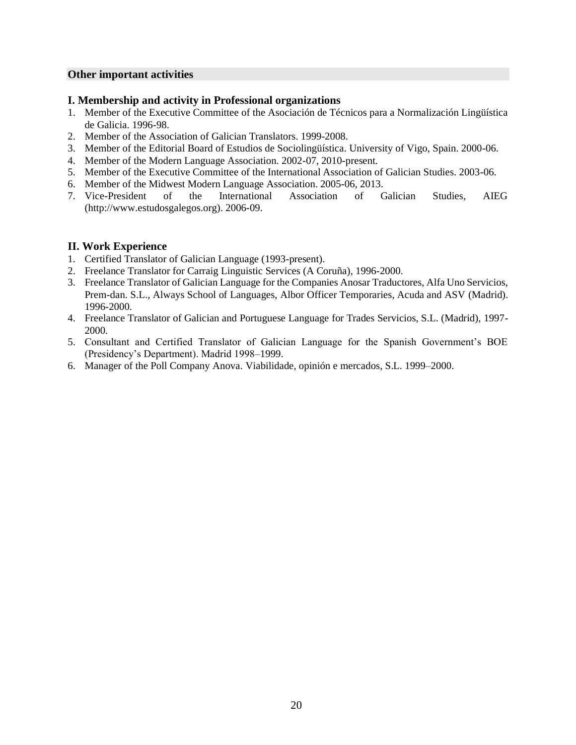**Other important activities**

### I. Membership and activity in Professional organizations

1. Member of the Executive Committee of the Asociación de Técnicos para a Normalización Lingüística de Galicia. 1996-98.
2. Member of the Association of Galician Translators. 1999-2008.
3. Member of the Editorial Board of Estudios de Sociolingüística. University of Vigo, Spain. 2000-06.
4. Member of the Modern Language Association. 2002-07, 2010-present.
5. Member of the Executive Committee of the International Association of Galician Studies. 2003-06.
6. Member of the Midwest Modern Language Association. 2005-06, 2013.
7. Vice-President of the International Association of Galician Studies, AIEG (http://www.estudosgalegos.org). 2006-09.

### II. Work Experience

1. Certified Translator of Galician Language (1993-present).
2. Freelance Translator for Carraig Linguistic Services (A Coruña), 1996-2000.
3. Freelance Translator of Galician Language for the Companies Anosar Traductores, Alfa Uno Servicios, Prem-dan. S.L., Always School of Languages, Albor Officer Temporaries, Acuda and ASV (Madrid). 1996-2000.
4. Freelance Translator of Galician and Portuguese Language for Trades Servicios, S.L. (Madrid), 1997-2000.
5. Consultant and Certified Translator of Galician Language for the Spanish Government's BOE (Presidency's Department). Madrid 1998–1999.
6. Manager of the Poll Company Anova. Viabilidade, opinión e mercados, S.L. 1999–2000.